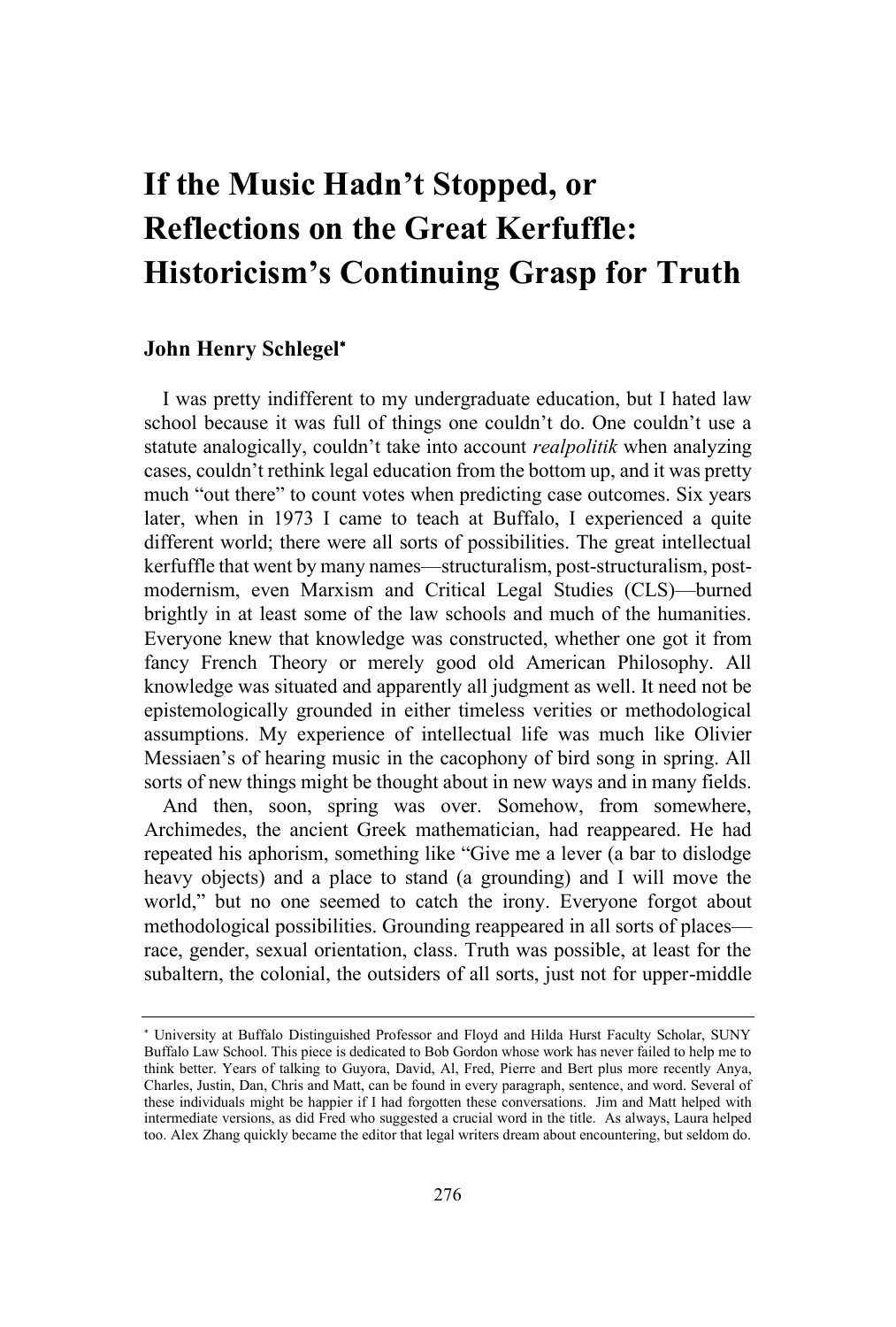# If the Music Hadn't Stopped, or Reflections on the Great Kerfuffle: Historicism's Continuing Grasp for Truth

**John Henry Schlegel***

I was pretty indifferent to my undergraduate education, but I hated law school because it was full of things one couldn't do. One couldn't use a statute analogically, couldn't take into account *realpolitik* when analyzing cases, couldn't rethink legal education from the bottom up, and it was pretty much "out there" to count votes when predicting case outcomes. Six years later, when in 1973 I came to teach at Buffalo, I experienced a quite different world; there were all sorts of possibilities. The great intellectual kerfuffle that went by many names—structuralism, post-structuralism, post-modernism, even Marxism and Critical Legal Studies (CLS)—burned brightly in at least some of the law schools and much of the humanities. Everyone knew that knowledge was constructed, whether one got it from fancy French Theory or merely good old American Philosophy. All knowledge was situated and apparently all judgment as well. It need not be epistemologically grounded in either timeless verities or methodological assumptions. My experience of intellectual life was much like Olivier Messiaen's of hearing music in the cacophony of bird song in spring. All sorts of new things might be thought about in new ways and in many fields.

And then, soon, spring was over. Somehow, from somewhere, Archimedes, the ancient Greek mathematician, had reappeared. He had repeated his aphorism, something like "Give me a lever (a bar to dislodge heavy objects) and a place to stand (a grounding) and I will move the world," but no one seemed to catch the irony. Everyone forgot about methodological possibilities. Grounding reappeared in all sorts of places—race, gender, sexual orientation, class. Truth was possible, at least for the subaltern, the colonial, the outsiders of all sorts, just not for upper-middle

---

\* University at Buffalo Distinguished Professor and Floyd and Hilda Hurst Faculty Scholar, SUNY Buffalo Law School. This piece is dedicated to Bob Gordon whose work has never failed to help me to think better. Years of talking to Guyora, David, Al, Fred, Pierre and Bert plus more recently Anya, Charles, Justin, Dan, Chris and Matt, can be found in every paragraph, sentence, and word. Several of these individuals might be happier if I had forgotten these conversations. Jim and Matt helped with intermediate versions, as did Fred who suggested a crucial word in the title. As always, Laura helped too. Alex Zhang quickly became the editor that legal writers dream about encountering, but seldom do.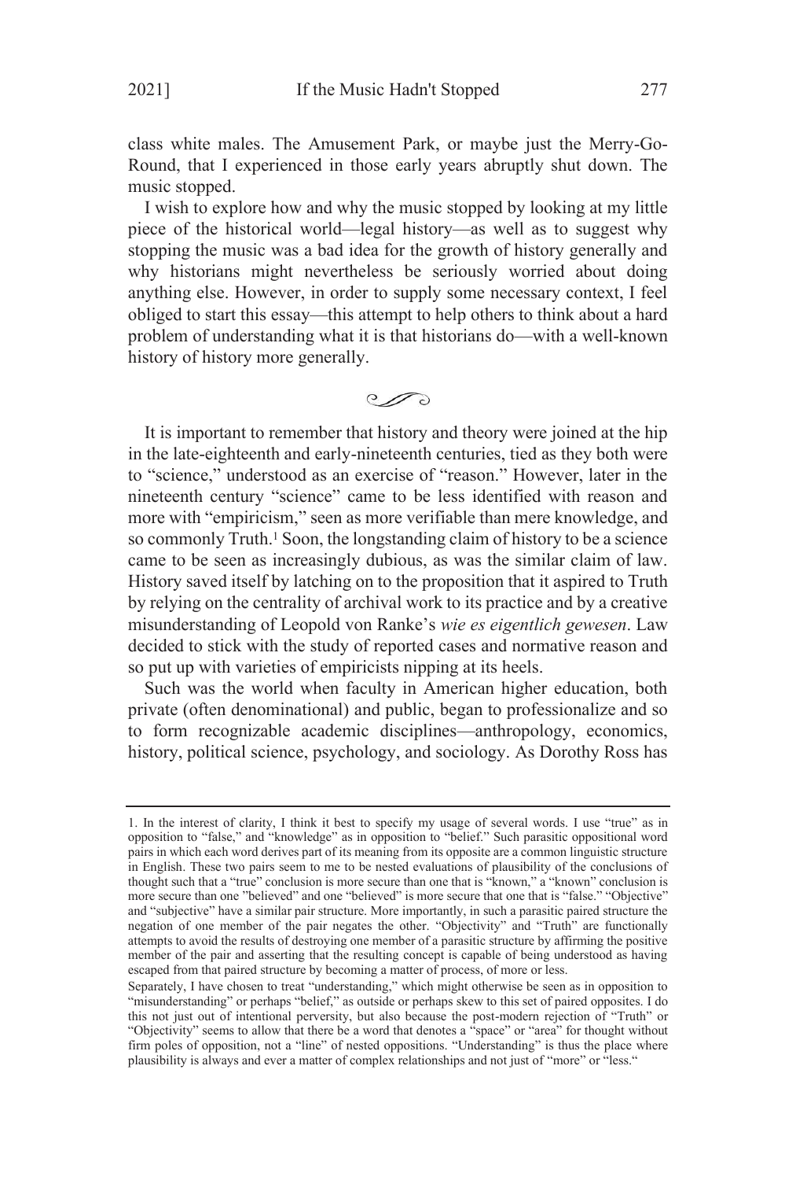class white males. The Amusement Park, or maybe just the Merry-Go-Round, that I experienced in those early years abruptly shut down. The music stopped.

I wish to explore how and why the music stopped by looking at my little piece of the historical world—legal history—as well as to suggest why stopping the music was a bad idea for the growth of history generally and why historians might nevertheless be seriously worried about doing anything else. However, in order to supply some necessary context, I feel obliged to start this essay—this attempt to help others to think about a hard problem of understanding what it is that historians do—with a well-known history of history more generally.

It is important to remember that history and theory were joined at the hip in the late-eighteenth and early-nineteenth centuries, tied as they both were to "science," understood as an exercise of "reason." However, later in the nineteenth century "science" came to be less identified with reason and more with "empiricism," seen as more verifiable than mere knowledge, and so commonly Truth.[1] Soon, the longstanding claim of history to be a science came to be seen as increasingly dubious, as was the similar claim of law. History saved itself by latching on to the proposition that it aspired to Truth by relying on the centrality of archival work to its practice and by a creative misunderstanding of Leopold von Ranke's *wie es eigentlich gewesen*. Law decided to stick with the study of reported cases and normative reason and so put up with varieties of empiricists nipping at its heels.

Such was the world when faculty in American higher education, both private (often denominational) and public, began to professionalize and so to form recognizable academic disciplines—anthropology, economics, history, political science, psychology, and sociology. As Dorothy Ross has

---

1. In the interest of clarity, I think it best to specify my usage of several words. I use "true" as in opposition to "false," and "knowledge" as in opposition to "belief." Such parasitic oppositional word pairs in which each word derives part of its meaning from its opposite are a common linguistic structure in English. These two pairs seem to me to be nested evaluations of plausibility of the conclusions of thought such that a "true" conclusion is more secure than one that is "known," a "known" conclusion is more secure than one "believed" and one "believed" is more secure that one that is "false." "Objective" and "subjective" have a similar pair structure. More importantly, in such a parasitic paired structure the negation of one member of the pair negates the other. "Objectivity" and "Truth" are functionally attempts to avoid the results of destroying one member of a parasitic structure by affirming the positive member of the pair and asserting that the resulting concept is capable of being understood as having escaped from that paired structure by becoming a matter of process, of more or less.

Separately, I have chosen to treat "understanding," which might otherwise be seen as in opposition to "misunderstanding" or perhaps "belief," as outside or perhaps skew to this set of paired opposites. I do this not just out of intentional perversity, but also because the post-modern rejection of "Truth" or "Objectivity" seems to allow that there be a word that denotes a "space" or "area" for thought without firm poles of opposition, not a "line" of nested oppositions. "Understanding" is thus the place where plausibility is always and ever a matter of complex relationships and not just of "more" or "less."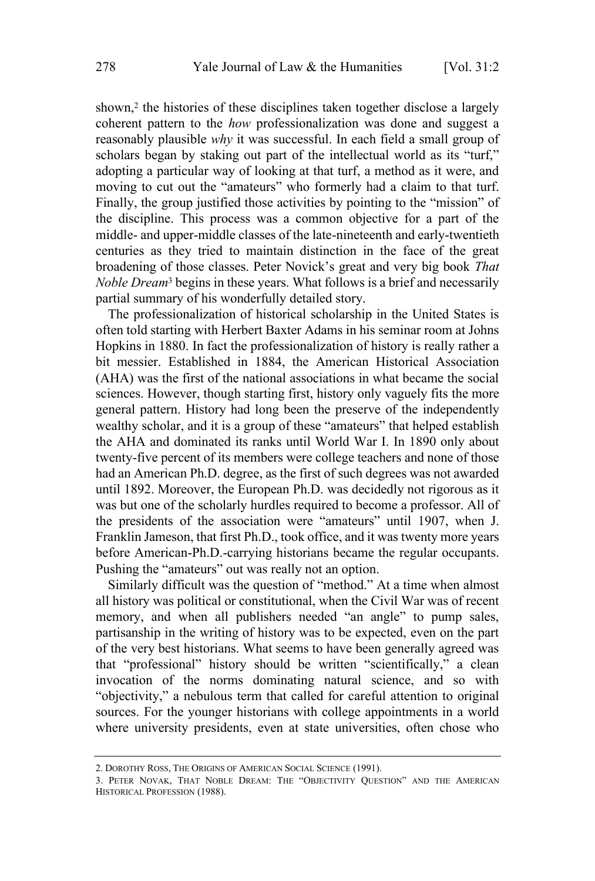shown,[2] the histories of these disciplines taken together disclose a largely coherent pattern to the *how* professionalization was done and suggest a reasonably plausible *why* it was successful. In each field a small group of scholars began by staking out part of the intellectual world as its "turf," adopting a particular way of looking at that turf, a method as it were, and moving to cut out the "amateurs" who formerly had a claim to that turf. Finally, the group justified those activities by pointing to the "mission" of the discipline. This process was a common objective for a part of the middle- and upper-middle classes of the late-nineteenth and early-twentieth centuries as they tried to maintain distinction in the face of the great broadening of those classes. Peter Novick's great and very big book *That Noble Dream*[3] begins in these years. What follows is a brief and necessarily partial summary of his wonderfully detailed story.

The professionalization of historical scholarship in the United States is often told starting with Herbert Baxter Adams in his seminar room at Johns Hopkins in 1880. In fact the professionalization of history is really rather a bit messier. Established in 1884, the American Historical Association (AHA) was the first of the national associations in what became the social sciences. However, though starting first, history only vaguely fits the more general pattern. History had long been the preserve of the independently wealthy scholar, and it is a group of these "amateurs" that helped establish the AHA and dominated its ranks until World War I. In 1890 only about twenty-five percent of its members were college teachers and none of those had an American Ph.D. degree, as the first of such degrees was not awarded until 1892. Moreover, the European Ph.D. was decidedly not rigorous as it was but one of the scholarly hurdles required to become a professor. All of the presidents of the association were "amateurs" until 1907, when J. Franklin Jameson, that first Ph.D., took office, and it was twenty more years before American-Ph.D.-carrying historians became the regular occupants. Pushing the "amateurs" out was really not an option.

Similarly difficult was the question of "method." At a time when almost all history was political or constitutional, when the Civil War was of recent memory, and when all publishers needed "an angle" to pump sales, partisanship in the writing of history was to be expected, even on the part of the very best historians. What seems to have been generally agreed was that "professional" history should be written "scientifically," a clean invocation of the norms dominating natural science, and so with "objectivity," a nebulous term that called for careful attention to original sources. For the younger historians with college appointments in a world where university presidents, even at state universities, often chose who

---

2. DOROTHY ROSS, THE ORIGINS OF AMERICAN SOCIAL SCIENCE (1991).

3. PETER NOVAK, THAT NOBLE DREAM: THE "OBJECTIVITY QUESTION" AND THE AMERICAN HISTORICAL PROFESSION (1988).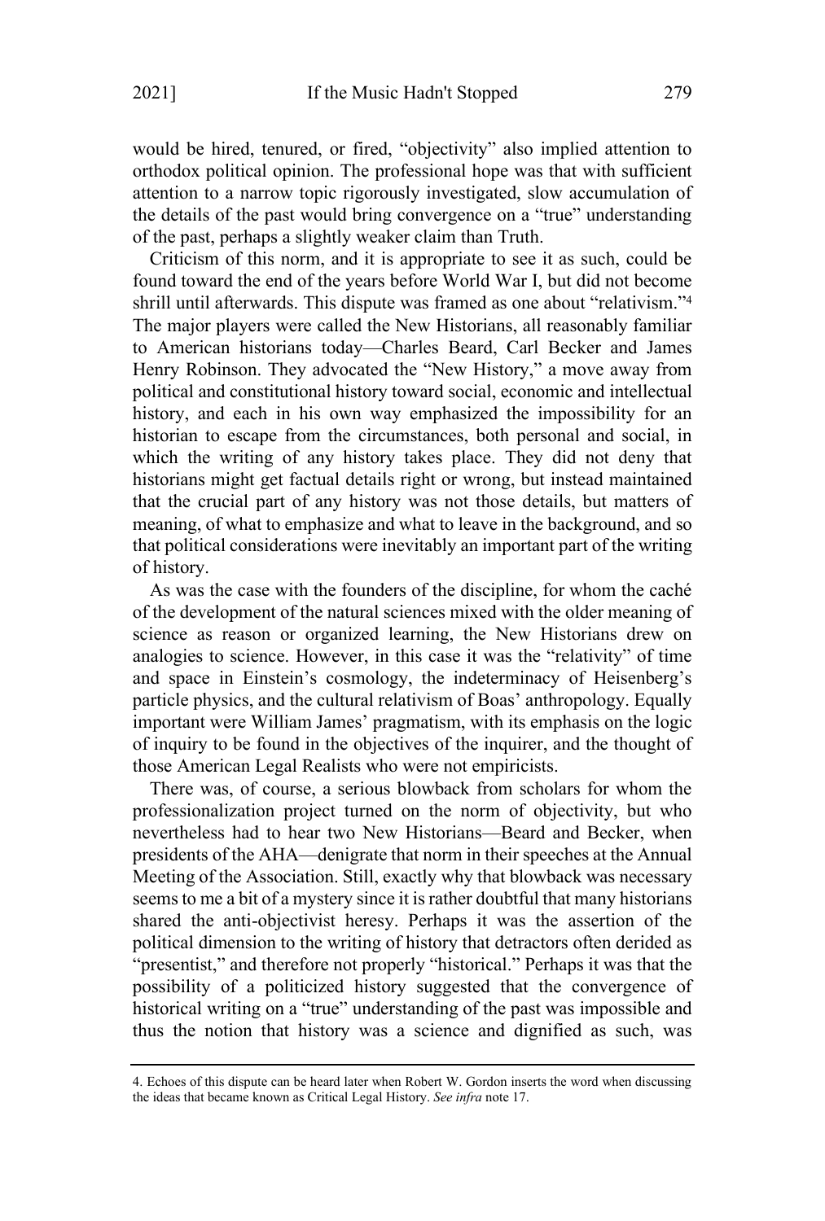would be hired, tenured, or fired, "objectivity" also implied attention to orthodox political opinion. The professional hope was that with sufficient attention to a narrow topic rigorously investigated, slow accumulation of the details of the past would bring convergence on a "true" understanding of the past, perhaps a slightly weaker claim than Truth.

Criticism of this norm, and it is appropriate to see it as such, could be found toward the end of the years before World War I, but did not become shrill until afterwards. This dispute was framed as one about "relativism."[4] The major players were called the New Historians, all reasonably familiar to American historians today—Charles Beard, Carl Becker and James Henry Robinson. They advocated the "New History," a move away from political and constitutional history toward social, economic and intellectual history, and each in his own way emphasized the impossibility for an historian to escape from the circumstances, both personal and social, in which the writing of any history takes place. They did not deny that historians might get factual details right or wrong, but instead maintained that the crucial part of any history was not those details, but matters of meaning, of what to emphasize and what to leave in the background, and so that political considerations were inevitably an important part of the writing of history.

As was the case with the founders of the discipline, for whom the caché of the development of the natural sciences mixed with the older meaning of science as reason or organized learning, the New Historians drew on analogies to science. However, in this case it was the "relativity" of time and space in Einstein's cosmology, the indeterminacy of Heisenberg's particle physics, and the cultural relativism of Boas' anthropology. Equally important were William James' pragmatism, with its emphasis on the logic of inquiry to be found in the objectives of the inquirer, and the thought of those American Legal Realists who were not empiricists.

There was, of course, a serious blowback from scholars for whom the professionalization project turned on the norm of objectivity, but who nevertheless had to hear two New Historians—Beard and Becker, when presidents of the AHA—denigrate that norm in their speeches at the Annual Meeting of the Association. Still, exactly why that blowback was necessary seems to me a bit of a mystery since it is rather doubtful that many historians shared the anti-objectivist heresy. Perhaps it was the assertion of the political dimension to the writing of history that detractors often derided as "presentist," and therefore not properly "historical." Perhaps it was that the possibility of a politicized history suggested that the convergence of historical writing on a "true" understanding of the past was impossible and thus the notion that history was a science and dignified as such, was

---

4. Echoes of this dispute can be heard later when Robert W. Gordon inserts the word when discussing the ideas that became known as Critical Legal History. *See infra* note 17.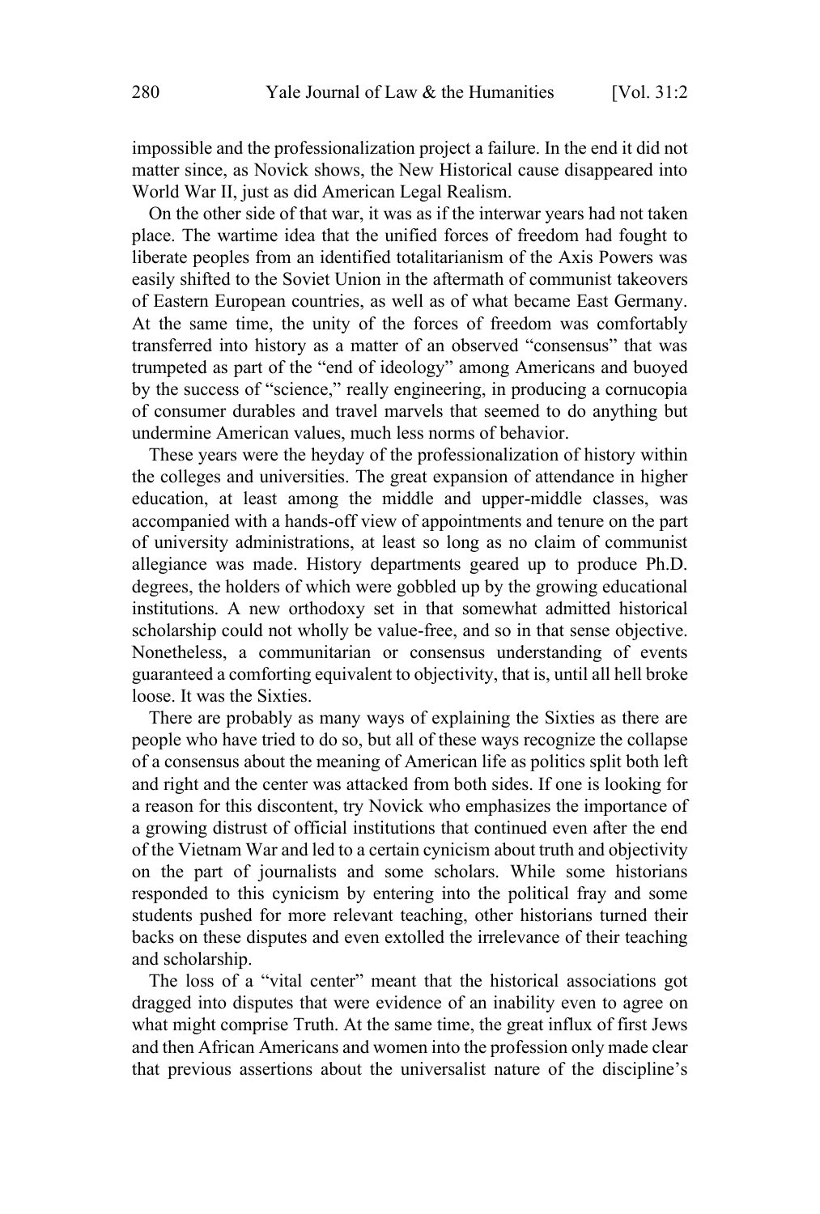impossible and the professionalization project a failure. In the end it did not matter since, as Novick shows, the New Historical cause disappeared into World War II, just as did American Legal Realism.

On the other side of that war, it was as if the interwar years had not taken place. The wartime idea that the unified forces of freedom had fought to liberate peoples from an identified totalitarianism of the Axis Powers was easily shifted to the Soviet Union in the aftermath of communist takeovers of Eastern European countries, as well as of what became East Germany. At the same time, the unity of the forces of freedom was comfortably transferred into history as a matter of an observed "consensus" that was trumpeted as part of the "end of ideology" among Americans and buoyed by the success of "science," really engineering, in producing a cornucopia of consumer durables and travel marvels that seemed to do anything but undermine American values, much less norms of behavior.

These years were the heyday of the professionalization of history within the colleges and universities. The great expansion of attendance in higher education, at least among the middle and upper-middle classes, was accompanied with a hands-off view of appointments and tenure on the part of university administrations, at least so long as no claim of communist allegiance was made. History departments geared up to produce Ph.D. degrees, the holders of which were gobbled up by the growing educational institutions. A new orthodoxy set in that somewhat admitted historical scholarship could not wholly be value-free, and so in that sense objective. Nonetheless, a communitarian or consensus understanding of events guaranteed a comforting equivalent to objectivity, that is, until all hell broke loose. It was the Sixties.

There are probably as many ways of explaining the Sixties as there are people who have tried to do so, but all of these ways recognize the collapse of a consensus about the meaning of American life as politics split both left and right and the center was attacked from both sides. If one is looking for a reason for this discontent, try Novick who emphasizes the importance of a growing distrust of official institutions that continued even after the end of the Vietnam War and led to a certain cynicism about truth and objectivity on the part of journalists and some scholars. While some historians responded to this cynicism by entering into the political fray and some students pushed for more relevant teaching, other historians turned their backs on these disputes and even extolled the irrelevance of their teaching and scholarship.

The loss of a "vital center" meant that the historical associations got dragged into disputes that were evidence of an inability even to agree on what might comprise Truth. At the same time, the great influx of first Jews and then African Americans and women into the profession only made clear that previous assertions about the universalist nature of the discipline's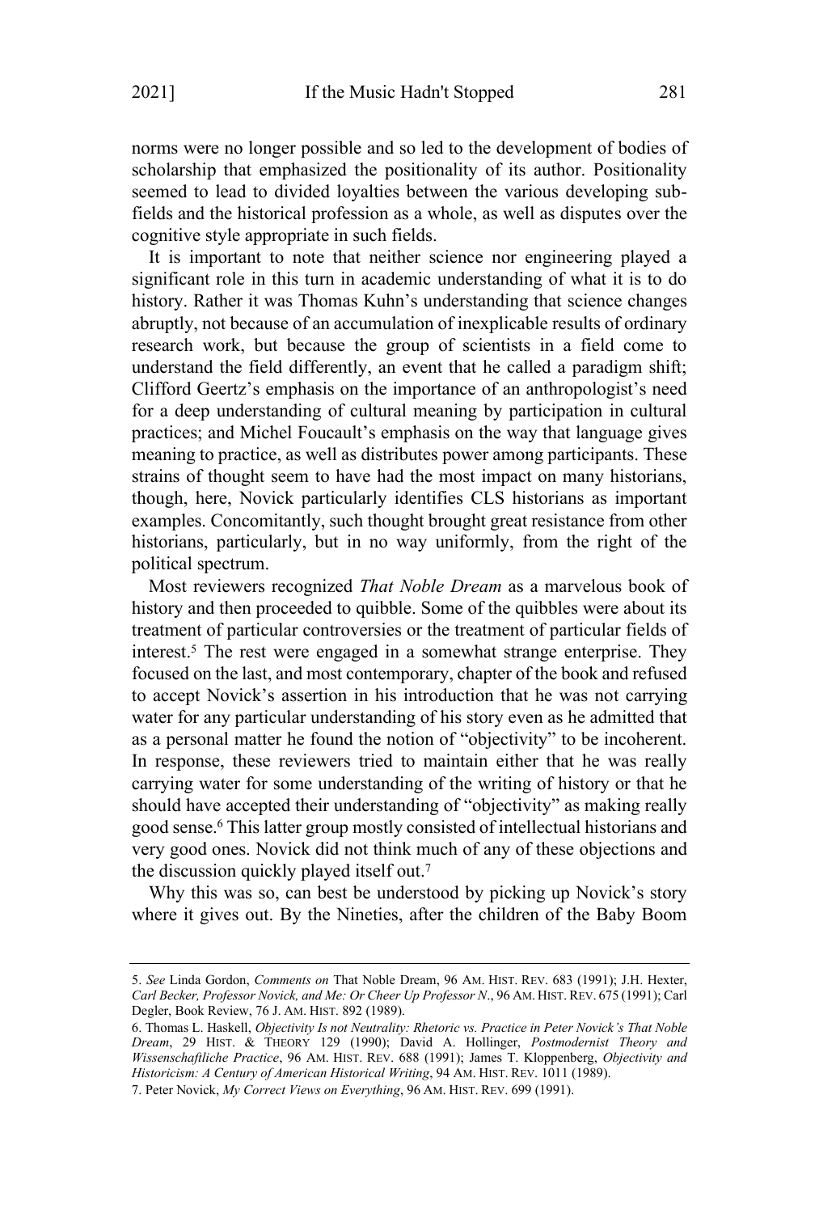norms were no longer possible and so led to the development of bodies of scholarship that emphasized the positionality of its author. Positionality seemed to lead to divided loyalties between the various developing sub-fields and the historical profession as a whole, as well as disputes over the cognitive style appropriate in such fields.

It is important to note that neither science nor engineering played a significant role in this turn in academic understanding of what it is to do history. Rather it was Thomas Kuhn's understanding that science changes abruptly, not because of an accumulation of inexplicable results of ordinary research work, but because the group of scientists in a field come to understand the field differently, an event that he called a paradigm shift; Clifford Geertz's emphasis on the importance of an anthropologist's need for a deep understanding of cultural meaning by participation in cultural practices; and Michel Foucault's emphasis on the way that language gives meaning to practice, as well as distributes power among participants. These strains of thought seem to have had the most impact on many historians, though, here, Novick particularly identifies CLS historians as important examples. Concomitantly, such thought brought great resistance from other historians, particularly, but in no way uniformly, from the right of the political spectrum.

Most reviewers recognized *That Noble Dream* as a marvelous book of history and then proceeded to quibble. Some of the quibbles were about its treatment of particular controversies or the treatment of particular fields of interest.[5] The rest were engaged in a somewhat strange enterprise. They focused on the last, and most contemporary, chapter of the book and refused to accept Novick's assertion in his introduction that he was not carrying water for any particular understanding of his story even as he admitted that as a personal matter he found the notion of "objectivity" to be incoherent. In response, these reviewers tried to maintain either that he was really carrying water for some understanding of the writing of history or that he should have accepted their understanding of "objectivity" as making really good sense.[6] This latter group mostly consisted of intellectual historians and very good ones. Novick did not think much of any of these objections and the discussion quickly played itself out.[7]

Why this was so, can best be understood by picking up Novick's story where it gives out. By the Nineties, after the children of the Baby Boom

---

5. *See* Linda Gordon, *Comments on* That Noble Dream, 96 AM. HIST. REV. 683 (1991); J.H. Hexter, *Carl Becker, Professor Novick, and Me: Or Cheer Up Professor N*., 96 AM. HIST. REV. 675 (1991); Carl Degler, Book Review, 76 J. AM. HIST. 892 (1989).

6. Thomas L. Haskell, *Objectivity Is not Neutrality: Rhetoric vs. Practice in Peter Novick's That Noble Dream*, 29 HIST. & THEORY 129 (1990); David A. Hollinger, *Postmodernist Theory and Wissenschaftliche Practice*, 96 AM. HIST. REV. 688 (1991); James T. Kloppenberg, *Objectivity and Historicism: A Century of American Historical Writing*, 94 AM. HIST. REV. 1011 (1989).

7. Peter Novick, *My Correct Views on Everything*, 96 AM. HIST. REV. 699 (1991).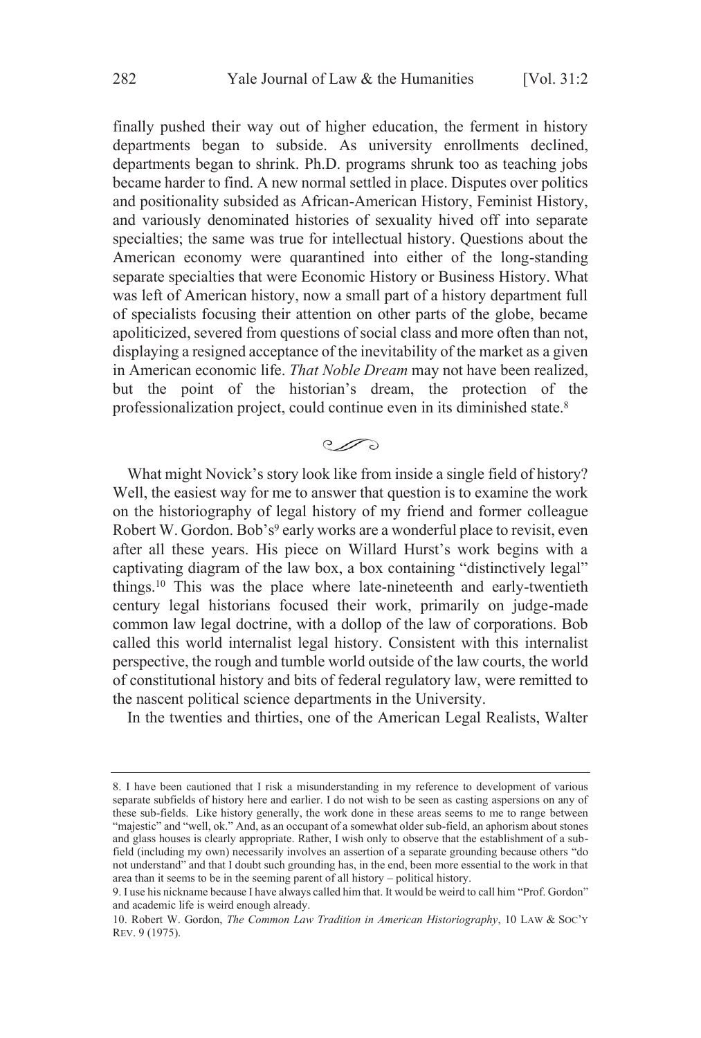finally pushed their way out of higher education, the ferment in history departments began to subside. As university enrollments declined, departments began to shrink. Ph.D. programs shrunk too as teaching jobs became harder to find. A new normal settled in place. Disputes over politics and positionality subsided as African-American History, Feminist History, and variously denominated histories of sexuality hived off into separate specialties; the same was true for intellectual history. Questions about the American economy were quarantined into either of the long-standing separate specialties that were Economic History or Business History. What was left of American history, now a small part of a history department full of specialists focusing their attention on other parts of the globe, became apoliticized, severed from questions of social class and more often than not, displaying a resigned acceptance of the inevitability of the market as a given in American economic life. *That Noble Dream* may not have been realized, but the point of the historian's dream, the protection of the professionalization project, could continue even in its diminished state.[8]

What might Novick's story look like from inside a single field of history? Well, the easiest way for me to answer that question is to examine the work on the historiography of legal history of my friend and former colleague Robert W. Gordon. Bob's[9] early works are a wonderful place to revisit, even after all these years. His piece on Willard Hurst's work begins with a captivating diagram of the law box, a box containing "distinctively legal" things.[10] This was the place where late-nineteenth and early-twentieth century legal historians focused their work, primarily on judge-made common law legal doctrine, with a dollop of the law of corporations. Bob called this world internalist legal history. Consistent with this internalist perspective, the rough and tumble world outside of the law courts, the world of constitutional history and bits of federal regulatory law, were remitted to the nascent political science departments in the University.

In the twenties and thirties, one of the American Legal Realists, Walter

8. I have been cautioned that I risk a misunderstanding in my reference to development of various separate subfields of history here and earlier. I do not wish to be seen as casting aspersions on any of these sub-fields. Like history generally, the work done in these areas seems to me to range between "majestic" and "well, ok." And, as an occupant of a somewhat older sub-field, an aphorism about stones and glass houses is clearly appropriate. Rather, I wish only to observe that the establishment of a sub-field (including my own) necessarily involves an assertion of a separate grounding because others "do not understand" and that I doubt such grounding has, in the end, been more essential to the work in that area than it seems to be in the seeming parent of all history – political history.

9. I use his nickname because I have always called him that. It would be weird to call him "Prof. Gordon" and academic life is weird enough already.

10. Robert W. Gordon, *The Common Law Tradition in American Historiography*, 10 LAW & SOC'Y REV. 9 (1975).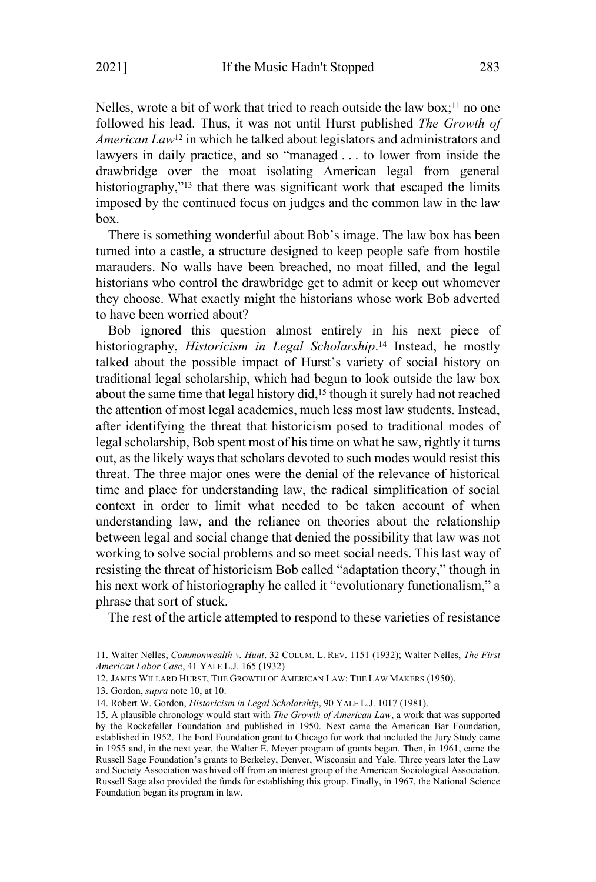Nelles, wrote a bit of work that tried to reach outside the law box;[11] no one followed his lead. Thus, it was not until Hurst published *The Growth of American Law*[12] in which he talked about legislators and administrators and lawyers in daily practice, and so "managed . . . to lower from inside the drawbridge over the moat isolating American legal from general historiography,"[13] that there was significant work that escaped the limits imposed by the continued focus on judges and the common law in the law box.

There is something wonderful about Bob's image. The law box has been turned into a castle, a structure designed to keep people safe from hostile marauders. No walls have been breached, no moat filled, and the legal historians who control the drawbridge get to admit or keep out whomever they choose. What exactly might the historians whose work Bob adverted to have been worried about?

Bob ignored this question almost entirely in his next piece of historiography, *Historicism in Legal Scholarship*.[14] Instead, he mostly talked about the possible impact of Hurst's variety of social history on traditional legal scholarship, which had begun to look outside the law box about the same time that legal history did,[15] though it surely had not reached the attention of most legal academics, much less most law students. Instead, after identifying the threat that historicism posed to traditional modes of legal scholarship, Bob spent most of his time on what he saw, rightly it turns out, as the likely ways that scholars devoted to such modes would resist this threat. The three major ones were the denial of the relevance of historical time and place for understanding law, the radical simplification of social context in order to limit what needed to be taken account of when understanding law, and the reliance on theories about the relationship between legal and social change that denied the possibility that law was not working to solve social problems and so meet social needs. This last way of resisting the threat of historicism Bob called "adaptation theory," though in his next work of historiography he called it "evolutionary functionalism," a phrase that sort of stuck.

The rest of the article attempted to respond to these varieties of resistance

---

11. Walter Nelles, *Commonwealth v. Hunt*. 32 COLUM. L. REV. 1151 (1932); Walter Nelles, *The First American Labor Case*, 41 YALE L.J. 165 (1932)

12. JAMES WILLARD HURST, THE GROWTH OF AMERICAN LAW: THE LAW MAKERS (1950).

13. Gordon, *supra* note 10, at 10.

14. Robert W. Gordon, *Historicism in Legal Scholarship*, 90 YALE L.J. 1017 (1981).

15. A plausible chronology would start with *The Growth of American Law*, a work that was supported by the Rockefeller Foundation and published in 1950. Next came the American Bar Foundation, established in 1952. The Ford Foundation grant to Chicago for work that included the Jury Study came in 1955 and, in the next year, the Walter E. Meyer program of grants began. Then, in 1961, came the Russell Sage Foundation's grants to Berkeley, Denver, Wisconsin and Yale. Three years later the Law and Society Association was hived off from an interest group of the American Sociological Association. Russell Sage also provided the funds for establishing this group. Finally, in 1967, the National Science Foundation began its program in law.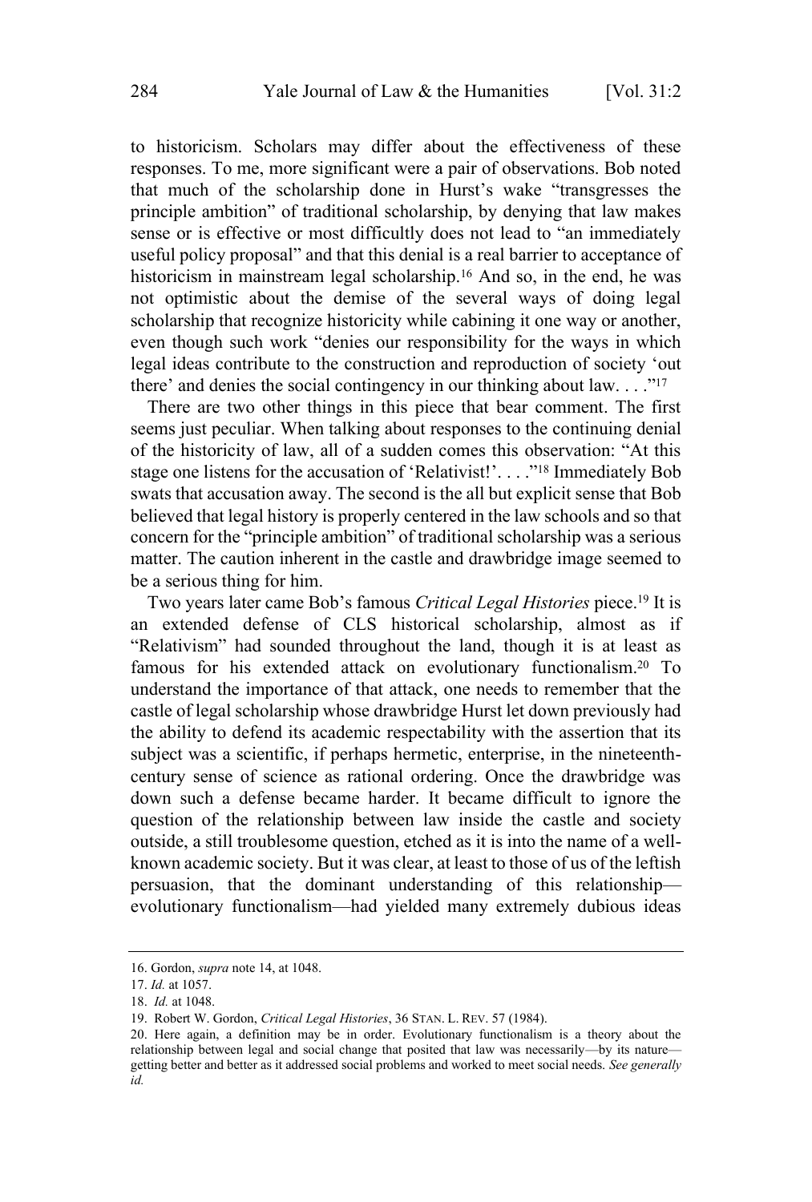to historicism. Scholars may differ about the effectiveness of these responses. To me, more significant were a pair of observations. Bob noted that much of the scholarship done in Hurst's wake "transgresses the principle ambition" of traditional scholarship, by denying that law makes sense or is effective or most difficultly does not lead to "an immediately useful policy proposal" and that this denial is a real barrier to acceptance of historicism in mainstream legal scholarship.[16] And so, in the end, he was not optimistic about the demise of the several ways of doing legal scholarship that recognize historicity while cabining it one way or another, even though such work "denies our responsibility for the ways in which legal ideas contribute to the construction and reproduction of society 'out there' and denies the social contingency in our thinking about law. . . ."[17]

There are two other things in this piece that bear comment. The first seems just peculiar. When talking about responses to the continuing denial of the historicity of law, all of a sudden comes this observation: "At this stage one listens for the accusation of 'Relativist!'. . . ."[18] Immediately Bob swats that accusation away. The second is the all but explicit sense that Bob believed that legal history is properly centered in the law schools and so that concern for the "principle ambition" of traditional scholarship was a serious matter. The caution inherent in the castle and drawbridge image seemed to be a serious thing for him.

Two years later came Bob's famous *Critical Legal Histories* piece.[19] It is an extended defense of CLS historical scholarship, almost as if "Relativism" had sounded throughout the land, though it is at least as famous for his extended attack on evolutionary functionalism.[20] To understand the importance of that attack, one needs to remember that the castle of legal scholarship whose drawbridge Hurst let down previously had the ability to defend its academic respectability with the assertion that its subject was a scientific, if perhaps hermetic, enterprise, in the nineteenth-century sense of science as rational ordering. Once the drawbridge was down such a defense became harder. It became difficult to ignore the question of the relationship between law inside the castle and society outside, a still troublesome question, etched as it is into the name of a well-known academic society. But it was clear, at least to those of us of the leftish persuasion, that the dominant understanding of this relationship—evolutionary functionalism—had yielded many extremely dubious ideas

16. Gordon, *supra* note 14, at 1048.

17. *Id.* at 1057.

18. *Id.* at 1048.

19. Robert W. Gordon, *Critical Legal Histories*, 36 STAN. L. REV. 57 (1984).

20. Here again, a definition may be in order. Evolutionary functionalism is a theory about the relationship between legal and social change that posited that law was necessarily—by its nature—getting better and better as it addressed social problems and worked to meet social needs. *See generally id.*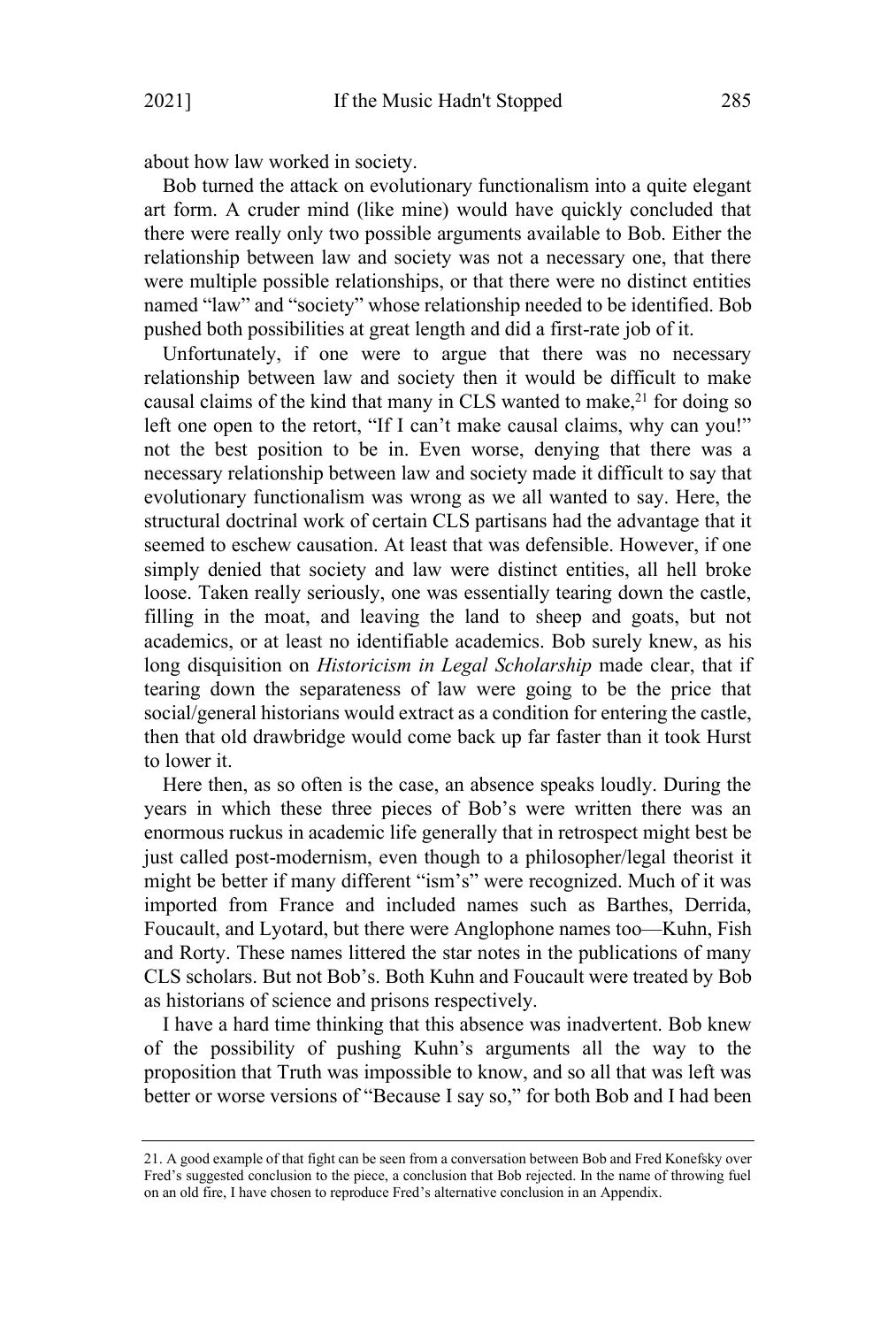about how law worked in society.

Bob turned the attack on evolutionary functionalism into a quite elegant art form. A cruder mind (like mine) would have quickly concluded that there were really only two possible arguments available to Bob. Either the relationship between law and society was not a necessary one, that there were multiple possible relationships, or that there were no distinct entities named "law" and "society" whose relationship needed to be identified. Bob pushed both possibilities at great length and did a first-rate job of it.

Unfortunately, if one were to argue that there was no necessary relationship between law and society then it would be difficult to make causal claims of the kind that many in CLS wanted to make,[21] for doing so left one open to the retort, "If I can't make causal claims, why can you!" not the best position to be in. Even worse, denying that there was a necessary relationship between law and society made it difficult to say that evolutionary functionalism was wrong as we all wanted to say. Here, the structural doctrinal work of certain CLS partisans had the advantage that it seemed to eschew causation. At least that was defensible. However, if one simply denied that society and law were distinct entities, all hell broke loose. Taken really seriously, one was essentially tearing down the castle, filling in the moat, and leaving the land to sheep and goats, but not academics, or at least no identifiable academics. Bob surely knew, as his long disquisition on *Historicism in Legal Scholarship* made clear, that if tearing down the separateness of law were going to be the price that social/general historians would extract as a condition for entering the castle, then that old drawbridge would come back up far faster than it took Hurst to lower it.

Here then, as so often is the case, an absence speaks loudly. During the years in which these three pieces of Bob's were written there was an enormous ruckus in academic life generally that in retrospect might best be just called post-modernism, even though to a philosopher/legal theorist it might be better if many different "ism's" were recognized. Much of it was imported from France and included names such as Barthes, Derrida, Foucault, and Lyotard, but there were Anglophone names too—Kuhn, Fish and Rorty. These names littered the star notes in the publications of many CLS scholars. But not Bob's. Both Kuhn and Foucault were treated by Bob as historians of science and prisons respectively.

I have a hard time thinking that this absence was inadvertent. Bob knew of the possibility of pushing Kuhn's arguments all the way to the proposition that Truth was impossible to know, and so all that was left was better or worse versions of "Because I say so," for both Bob and I had been

---

21. A good example of that fight can be seen from a conversation between Bob and Fred Konefsky over Fred's suggested conclusion to the piece, a conclusion that Bob rejected. In the name of throwing fuel on an old fire, I have chosen to reproduce Fred's alternative conclusion in an Appendix.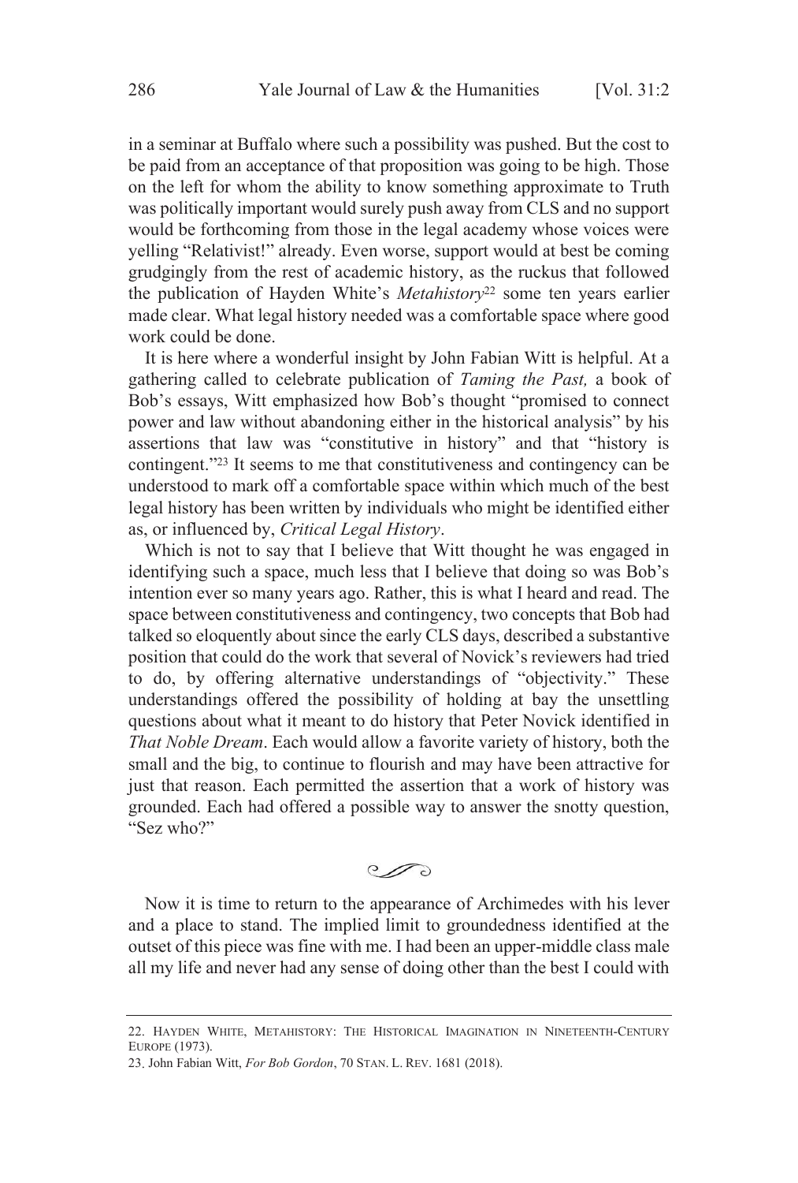in a seminar at Buffalo where such a possibility was pushed. But the cost to be paid from an acceptance of that proposition was going to be high. Those on the left for whom the ability to know something approximate to Truth was politically important would surely push away from CLS and no support would be forthcoming from those in the legal academy whose voices were yelling "Relativist!" already. Even worse, support would at best be coming grudgingly from the rest of academic history, as the ruckus that followed the publication of Hayden White's *Metahistory*[22] some ten years earlier made clear. What legal history needed was a comfortable space where good work could be done.

It is here where a wonderful insight by John Fabian Witt is helpful. At a gathering called to celebrate publication of *Taming the Past,* a book of Bob's essays, Witt emphasized how Bob's thought "promised to connect power and law without abandoning either in the historical analysis" by his assertions that law was "constitutive in history" and that "history is contingent."[23] It seems to me that constitutiveness and contingency can be understood to mark off a comfortable space within which much of the best legal history has been written by individuals who might be identified either as, or influenced by, *Critical Legal History*.

Which is not to say that I believe that Witt thought he was engaged in identifying such a space, much less that I believe that doing so was Bob's intention ever so many years ago. Rather, this is what I heard and read. The space between constitutiveness and contingency, two concepts that Bob had talked so eloquently about since the early CLS days, described a substantive position that could do the work that several of Novick's reviewers had tried to do, by offering alternative understandings of "objectivity." These understandings offered the possibility of holding at bay the unsettling questions about what it meant to do history that Peter Novick identified in *That Noble Dream*. Each would allow a favorite variety of history, both the small and the big, to continue to flourish and may have been attractive for just that reason. Each permitted the assertion that a work of history was grounded. Each had offered a possible way to answer the snotty question, "Sez who?"

Now it is time to return to the appearance of Archimedes with his lever and a place to stand. The implied limit to groundedness identified at the outset of this piece was fine with me. I had been an upper-middle class male all my life and never had any sense of doing other than the best I could with

---

22. HAYDEN WHITE, METAHISTORY: THE HISTORICAL IMAGINATION IN NINETEENTH-CENTURY EUROPE (1973).

23. John Fabian Witt, *For Bob Gordon*, 70 STAN. L. REV. 1681 (2018).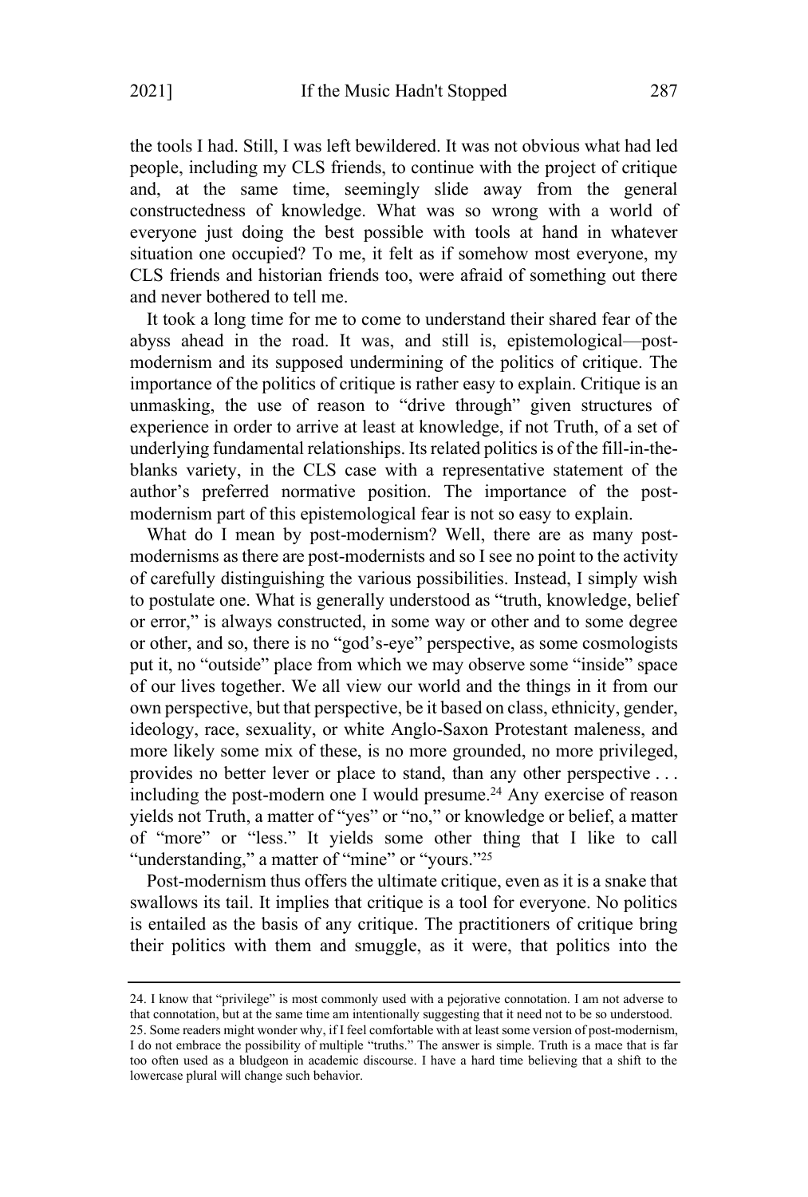the tools I had. Still, I was left bewildered. It was not obvious what had led people, including my CLS friends, to continue with the project of critique and, at the same time, seemingly slide away from the general constructedness of knowledge. What was so wrong with a world of everyone just doing the best possible with tools at hand in whatever situation one occupied? To me, it felt as if somehow most everyone, my CLS friends and historian friends too, were afraid of something out there and never bothered to tell me.

It took a long time for me to come to understand their shared fear of the abyss ahead in the road. It was, and still is, epistemological—post-modernism and its supposed undermining of the politics of critique. The importance of the politics of critique is rather easy to explain. Critique is an unmasking, the use of reason to "drive through" given structures of experience in order to arrive at least at knowledge, if not Truth, of a set of underlying fundamental relationships. Its related politics is of the fill-in-the-blanks variety, in the CLS case with a representative statement of the author's preferred normative position. The importance of the post-modernism part of this epistemological fear is not so easy to explain.

What do I mean by post-modernism? Well, there are as many post-modernisms as there are post-modernists and so I see no point to the activity of carefully distinguishing the various possibilities. Instead, I simply wish to postulate one. What is generally understood as "truth, knowledge, belief or error," is always constructed, in some way or other and to some degree or other, and so, there is no "god's-eye" perspective, as some cosmologists put it, no "outside" place from which we may observe some "inside" space of our lives together. We all view our world and the things in it from our own perspective, but that perspective, be it based on class, ethnicity, gender, ideology, race, sexuality, or white Anglo-Saxon Protestant maleness, and more likely some mix of these, is no more grounded, no more privileged, provides no better lever or place to stand, than any other perspective . . . including the post-modern one I would presume.[24] Any exercise of reason yields not Truth, a matter of "yes" or "no," or knowledge or belief, a matter of "more" or "less." It yields some other thing that I like to call "understanding," a matter of "mine" or "yours."[25]

Post-modernism thus offers the ultimate critique, even as it is a snake that swallows its tail. It implies that critique is a tool for everyone. No politics is entailed as the basis of any critique. The practitioners of critique bring their politics with them and smuggle, as it were, that politics into the

---

24. I know that "privilege" is most commonly used with a pejorative connotation. I am not adverse to that connotation, but at the same time am intentionally suggesting that it need not to be so understood.

25. Some readers might wonder why, if I feel comfortable with at least some version of post-modernism, I do not embrace the possibility of multiple "truths." The answer is simple. Truth is a mace that is far too often used as a bludgeon in academic discourse. I have a hard time believing that a shift to the lowercase plural will change such behavior.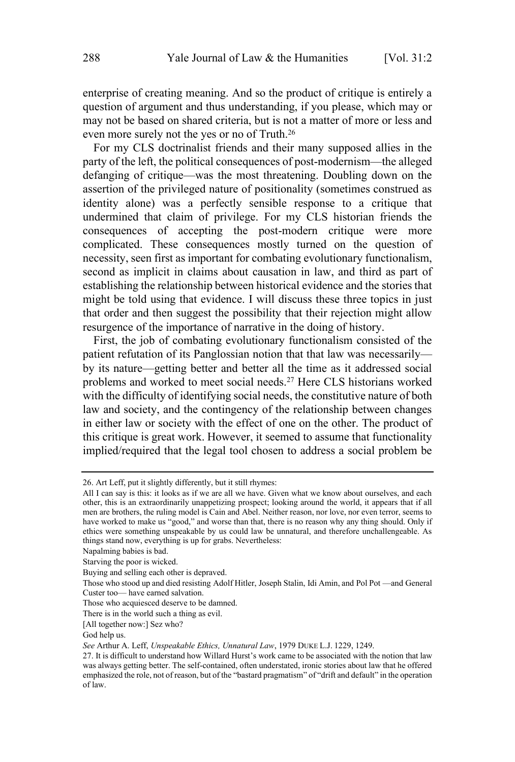enterprise of creating meaning. And so the product of critique is entirely a question of argument and thus understanding, if you please, which may or may not be based on shared criteria, but is not a matter of more or less and even more surely not the yes or no of Truth.[26]

For my CLS doctrinalist friends and their many supposed allies in the party of the left, the political consequences of post-modernism—the alleged defanging of critique—was the most threatening. Doubling down on the assertion of the privileged nature of positionality (sometimes construed as identity alone) was a perfectly sensible response to a critique that undermined that claim of privilege. For my CLS historian friends the consequences of accepting the post-modern critique were more complicated. These consequences mostly turned on the question of necessity, seen first as important for combating evolutionary functionalism, second as implicit in claims about causation in law, and third as part of establishing the relationship between historical evidence and the stories that might be told using that evidence. I will discuss these three topics in just that order and then suggest the possibility that their rejection might allow resurgence of the importance of narrative in the doing of history.

First, the job of combating evolutionary functionalism consisted of the patient refutation of its Panglossian notion that that law was necessarily—by its nature—getting better and better all the time as it addressed social problems and worked to meet social needs.[27] Here CLS historians worked with the difficulty of identifying social needs, the constitutive nature of both law and society, and the contingency of the relationship between changes in either law or society with the effect of one on the other. The product of this critique is great work. However, it seemed to assume that functionality implied/required that the legal tool chosen to address a social problem be

---

26. Art Leff, put it slightly differently, but it still rhymes:

All I can say is this: it looks as if we are all we have. Given what we know about ourselves, and each other, this is an extraordinarily unappetizing prospect; looking around the world, it appears that if all men are brothers, the ruling model is Cain and Abel. Neither reason, nor love, nor even terror, seems to have worked to make us "good," and worse than that, there is no reason why any thing should. Only if ethics were something unspeakable by us could law be unnatural, and therefore unchallengeable. As things stand now, everything is up for grabs. Nevertheless:

Napalming babies is bad.

Starving the poor is wicked.

Buying and selling each other is depraved.

Those who stood up and died resisting Adolf Hitler, Joseph Stalin, Idi Amin, and Pol Pot —and General Custer too— have earned salvation.

Those who acquiesced deserve to be damned.

There is in the world such a thing as evil.

[All together now:] Sez who?

God help us.

*See* Arthur A. Leff, *Unspeakable Ethics, Unnatural Law*, 1979 DUKE L.J. 1229, 1249.

27. It is difficult to understand how Willard Hurst's work came to be associated with the notion that law was always getting better. The self-contained, often understated, ironic stories about law that he offered emphasized the role, not of reason, but of the "bastard pragmatism" of "drift and default" in the operation of law.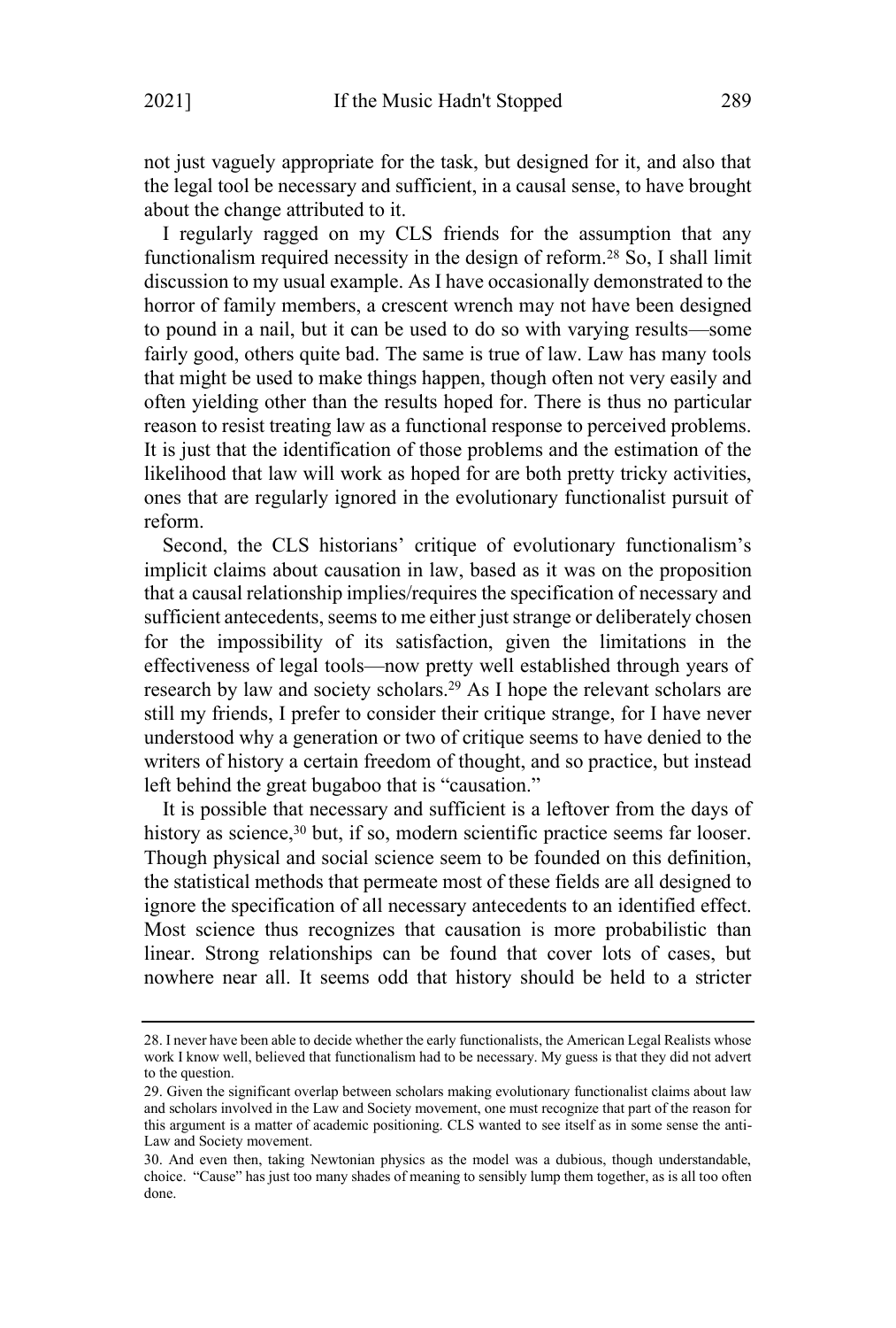not just vaguely appropriate for the task, but designed for it, and also that the legal tool be necessary and sufficient, in a causal sense, to have brought about the change attributed to it.

I regularly ragged on my CLS friends for the assumption that any functionalism required necessity in the design of reform.[28] So, I shall limit discussion to my usual example. As I have occasionally demonstrated to the horror of family members, a crescent wrench may not have been designed to pound in a nail, but it can be used to do so with varying results—some fairly good, others quite bad. The same is true of law. Law has many tools that might be used to make things happen, though often not very easily and often yielding other than the results hoped for. There is thus no particular reason to resist treating law as a functional response to perceived problems. It is just that the identification of those problems and the estimation of the likelihood that law will work as hoped for are both pretty tricky activities, ones that are regularly ignored in the evolutionary functionalist pursuit of reform.

Second, the CLS historians' critique of evolutionary functionalism's implicit claims about causation in law, based as it was on the proposition that a causal relationship implies/requires the specification of necessary and sufficient antecedents, seems to me either just strange or deliberately chosen for the impossibility of its satisfaction, given the limitations in the effectiveness of legal tools—now pretty well established through years of research by law and society scholars.[29] As I hope the relevant scholars are still my friends, I prefer to consider their critique strange, for I have never understood why a generation or two of critique seems to have denied to the writers of history a certain freedom of thought, and so practice, but instead left behind the great bugaboo that is "causation."

It is possible that necessary and sufficient is a leftover from the days of history as science,[30] but, if so, modern scientific practice seems far looser. Though physical and social science seem to be founded on this definition, the statistical methods that permeate most of these fields are all designed to ignore the specification of all necessary antecedents to an identified effect. Most science thus recognizes that causation is more probabilistic than linear. Strong relationships can be found that cover lots of cases, but nowhere near all. It seems odd that history should be held to a stricter

---

28. I never have been able to decide whether the early functionalists, the American Legal Realists whose work I know well, believed that functionalism had to be necessary. My guess is that they did not advert to the question.

29. Given the significant overlap between scholars making evolutionary functionalist claims about law and scholars involved in the Law and Society movement, one must recognize that part of the reason for this argument is a matter of academic positioning. CLS wanted to see itself as in some sense the anti-Law and Society movement.

30. And even then, taking Newtonian physics as the model was a dubious, though understandable, choice. "Cause" has just too many shades of meaning to sensibly lump them together, as is all too often done.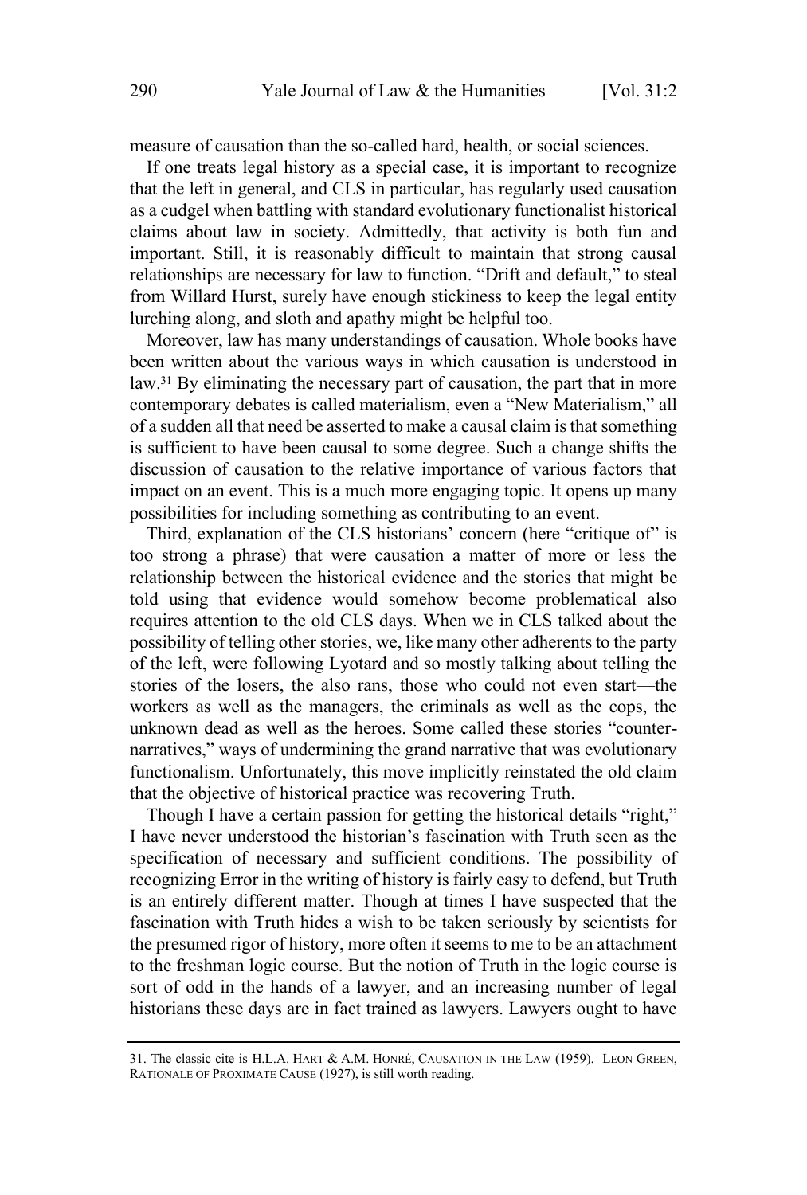measure of causation than the so-called hard, health, or social sciences.

If one treats legal history as a special case, it is important to recognize that the left in general, and CLS in particular, has regularly used causation as a cudgel when battling with standard evolutionary functionalist historical claims about law in society. Admittedly, that activity is both fun and important. Still, it is reasonably difficult to maintain that strong causal relationships are necessary for law to function. "Drift and default," to steal from Willard Hurst, surely have enough stickiness to keep the legal entity lurching along, and sloth and apathy might be helpful too.

Moreover, law has many understandings of causation. Whole books have been written about the various ways in which causation is understood in law.[31] By eliminating the necessary part of causation, the part that in more contemporary debates is called materialism, even a "New Materialism," all of a sudden all that need be asserted to make a causal claim is that something is sufficient to have been causal to some degree. Such a change shifts the discussion of causation to the relative importance of various factors that impact on an event. This is a much more engaging topic. It opens up many possibilities for including something as contributing to an event.

Third, explanation of the CLS historians' concern (here "critique of" is too strong a phrase) that were causation a matter of more or less the relationship between the historical evidence and the stories that might be told using that evidence would somehow become problematical also requires attention to the old CLS days. When we in CLS talked about the possibility of telling other stories, we, like many other adherents to the party of the left, were following Lyotard and so mostly talking about telling the stories of the losers, the also rans, those who could not even start—the workers as well as the managers, the criminals as well as the cops, the unknown dead as well as the heroes. Some called these stories "counter-narratives," ways of undermining the grand narrative that was evolutionary functionalism. Unfortunately, this move implicitly reinstated the old claim that the objective of historical practice was recovering Truth.

Though I have a certain passion for getting the historical details "right," I have never understood the historian's fascination with Truth seen as the specification of necessary and sufficient conditions. The possibility of recognizing Error in the writing of history is fairly easy to defend, but Truth is an entirely different matter. Though at times I have suspected that the fascination with Truth hides a wish to be taken seriously by scientists for the presumed rigor of history, more often it seems to me to be an attachment to the freshman logic course. But the notion of Truth in the logic course is sort of odd in the hands of a lawyer, and an increasing number of legal historians these days are in fact trained as lawyers. Lawyers ought to have

---

31. The classic cite is H.L.A. HART & A.M. HONRÉ, CAUSATION IN THE LAW (1959). LEON GREEN, RATIONALE OF PROXIMATE CAUSE (1927), is still worth reading.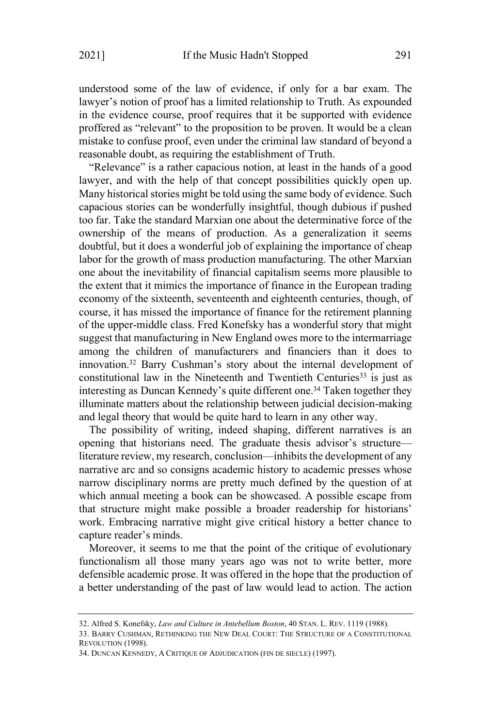understood some of the law of evidence, if only for a bar exam. The lawyer's notion of proof has a limited relationship to Truth. As expounded in the evidence course, proof requires that it be supported with evidence proffered as "relevant" to the proposition to be proven. It would be a clean mistake to confuse proof, even under the criminal law standard of beyond a reasonable doubt, as requiring the establishment of Truth.

"Relevance" is a rather capacious notion, at least in the hands of a good lawyer, and with the help of that concept possibilities quickly open up. Many historical stories might be told using the same body of evidence. Such capacious stories can be wonderfully insightful, though dubious if pushed too far. Take the standard Marxian one about the determinative force of the ownership of the means of production. As a generalization it seems doubtful, but it does a wonderful job of explaining the importance of cheap labor for the growth of mass production manufacturing. The other Marxian one about the inevitability of financial capitalism seems more plausible to the extent that it mimics the importance of finance in the European trading economy of the sixteenth, seventeenth and eighteenth centuries, though, of course, it has missed the importance of finance for the retirement planning of the upper-middle class. Fred Konefsky has a wonderful story that might suggest that manufacturing in New England owes more to the intermarriage among the children of manufacturers and financiers than it does to innovation.[32] Barry Cushman's story about the internal development of constitutional law in the Nineteenth and Twentieth Centuries[33] is just as interesting as Duncan Kennedy's quite different one.[34] Taken together they illuminate matters about the relationship between judicial decision-making and legal theory that would be quite hard to learn in any other way.

The possibility of writing, indeed shaping, different narratives is an opening that historians need. The graduate thesis advisor's structure—literature review, my research, conclusion—inhibits the development of any narrative arc and so consigns academic history to academic presses whose narrow disciplinary norms are pretty much defined by the question of at which annual meeting a book can be showcased. A possible escape from that structure might make possible a broader readership for historians' work. Embracing narrative might give critical history a better chance to capture reader's minds.

Moreover, it seems to me that the point of the critique of evolutionary functionalism all those many years ago was not to write better, more defensible academic prose. It was offered in the hope that the production of a better understanding of the past of law would lead to action. The action

---

32. Alfred S. Konefsky, *Law and Culture in Antebellum Boston*, 40 STAN. L. REV. 1119 (1988).

33. BARRY CUSHMAN, RETHINKING THE NEW DEAL COURT: THE STRUCTURE OF A CONSTITUTIONAL REVOLUTION (1998).

34. DUNCAN KENNEDY, A CRITIQUE OF ADJUDICATION (FIN DE SIECLE) (1997).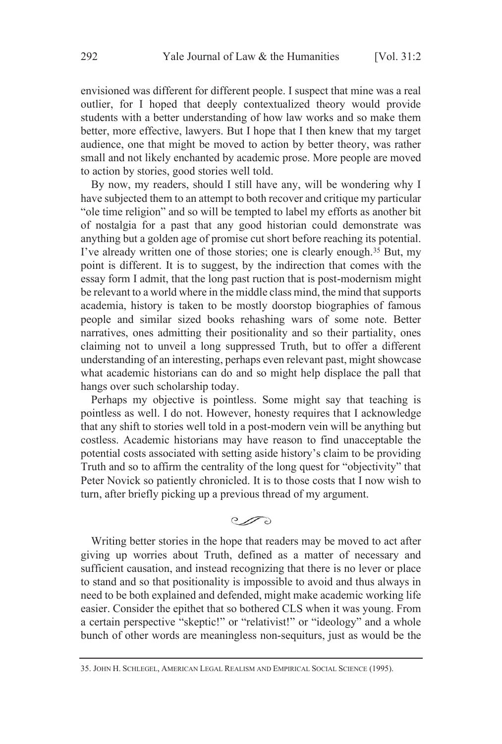envisioned was different for different people. I suspect that mine was a real outlier, for I hoped that deeply contextualized theory would provide students with a better understanding of how law works and so make them better, more effective, lawyers. But I hope that I then knew that my target audience, one that might be moved to action by better theory, was rather small and not likely enchanted by academic prose. More people are moved to action by stories, good stories well told.

By now, my readers, should I still have any, will be wondering why I have subjected them to an attempt to both recover and critique my particular "ole time religion" and so will be tempted to label my efforts as another bit of nostalgia for a past that any good historian could demonstrate was anything but a golden age of promise cut short before reaching its potential. I've already written one of those stories; one is clearly enough.[35] But, my point is different. It is to suggest, by the indirection that comes with the essay form I admit, that the long past ruction that is post-modernism might be relevant to a world where in the middle class mind, the mind that supports academia, history is taken to be mostly doorstop biographies of famous people and similar sized books rehashing wars of some note. Better narratives, ones admitting their positionality and so their partiality, ones claiming not to unveil a long suppressed Truth, but to offer a different understanding of an interesting, perhaps even relevant past, might showcase what academic historians can do and so might help displace the pall that hangs over such scholarship today.

Perhaps my objective is pointless. Some might say that teaching is pointless as well. I do not. However, honesty requires that I acknowledge that any shift to stories well told in a post-modern vein will be anything but costless. Academic historians may have reason to find unacceptable the potential costs associated with setting aside history's claim to be providing Truth and so to affirm the centrality of the long quest for "objectivity" that Peter Novick so patiently chronicled. It is to those costs that I now wish to turn, after briefly picking up a previous thread of my argument.

Writing better stories in the hope that readers may be moved to act after giving up worries about Truth, defined as a matter of necessary and sufficient causation, and instead recognizing that there is no lever or place to stand and so that positionality is impossible to avoid and thus always in need to be both explained and defended, might make academic working life easier. Consider the epithet that so bothered CLS when it was young. From a certain perspective "skeptic!" or "relativist!" or "ideology" and a whole bunch of other words are meaningless non-sequiturs, just as would be the

35. JOHN H. SCHLEGEL, AMERICAN LEGAL REALISM AND EMPIRICAL SOCIAL SCIENCE (1995).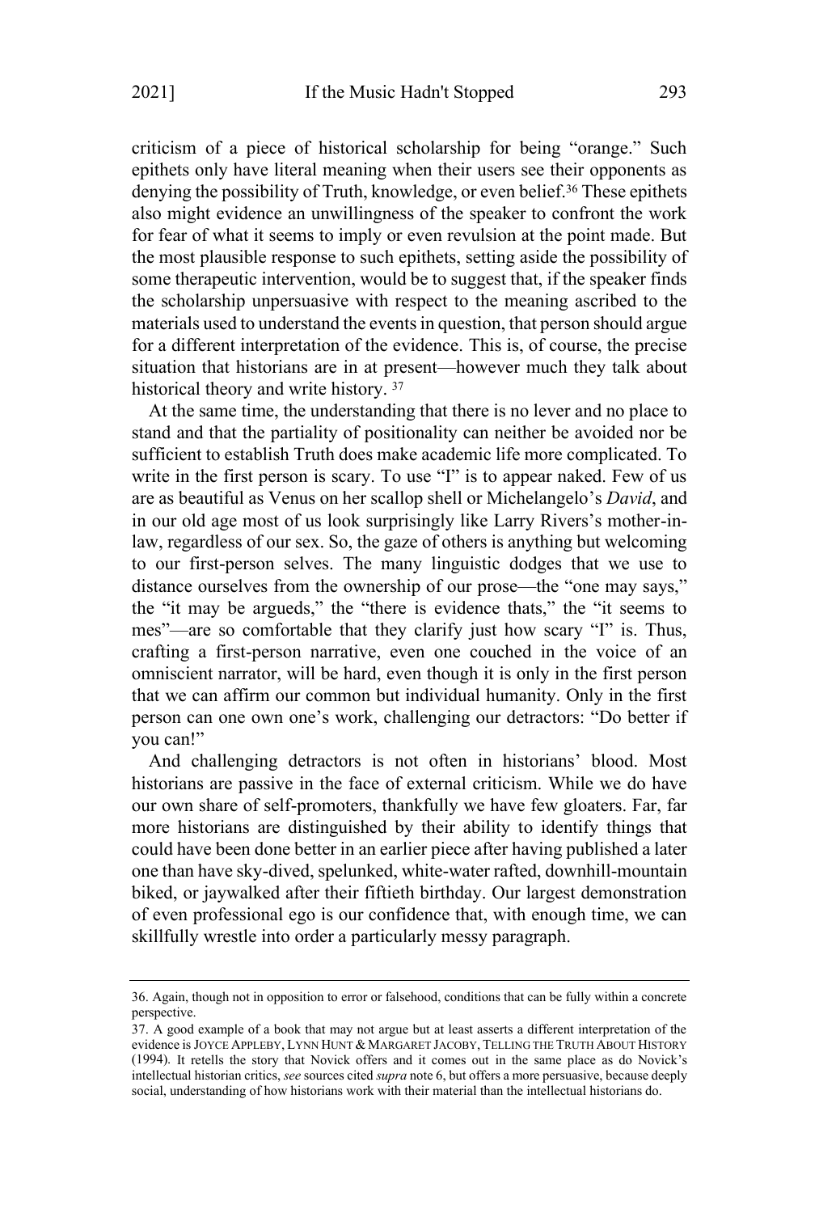criticism of a piece of historical scholarship for being "orange." Such epithets only have literal meaning when their users see their opponents as denying the possibility of Truth, knowledge, or even belief.[36] These epithets also might evidence an unwillingness of the speaker to confront the work for fear of what it seems to imply or even revulsion at the point made. But the most plausible response to such epithets, setting aside the possibility of some therapeutic intervention, would be to suggest that, if the speaker finds the scholarship unpersuasive with respect to the meaning ascribed to the materials used to understand the events in question, that person should argue for a different interpretation of the evidence. This is, of course, the precise situation that historians are in at present—however much they talk about historical theory and write history.[37]

At the same time, the understanding that there is no lever and no place to stand and that the partiality of positionality can neither be avoided nor be sufficient to establish Truth does make academic life more complicated. To write in the first person is scary. To use "I" is to appear naked. Few of us are as beautiful as Venus on her scallop shell or Michelangelo's *David*, and in our old age most of us look surprisingly like Larry Rivers's mother-in-law, regardless of our sex. So, the gaze of others is anything but welcoming to our first-person selves. The many linguistic dodges that we use to distance ourselves from the ownership of our prose—the "one may says," the "it may be argueds," the "there is evidence thats," the "it seems to mes"—are so comfortable that they clarify just how scary "I" is. Thus, crafting a first-person narrative, even one couched in the voice of an omniscient narrator, will be hard, even though it is only in the first person that we can affirm our common but individual humanity. Only in the first person can one own one's work, challenging our detractors: "Do better if you can!"

And challenging detractors is not often in historians' blood. Most historians are passive in the face of external criticism. While we do have our own share of self-promoters, thankfully we have few gloaters. Far, far more historians are distinguished by their ability to identify things that could have been done better in an earlier piece after having published a later one than have sky-dived, spelunked, white-water rafted, downhill-mountain biked, or jaywalked after their fiftieth birthday. Our largest demonstration of even professional ego is our confidence that, with enough time, we can skillfully wrestle into order a particularly messy paragraph.

---

36. Again, though not in opposition to error or falsehood, conditions that can be fully within a concrete perspective.

37. A good example of a book that may not argue but at least asserts a different interpretation of the evidence is JOYCE APPLEBY, LYNN HUNT & MARGARET JACOBY, TELLING THE TRUTH ABOUT HISTORY (1994). It retells the story that Novick offers and it comes out in the same place as do Novick's intellectual historian critics, *see* sources cited *supra* note 6, but offers a more persuasive, because deeply social, understanding of how historians work with their material than the intellectual historians do.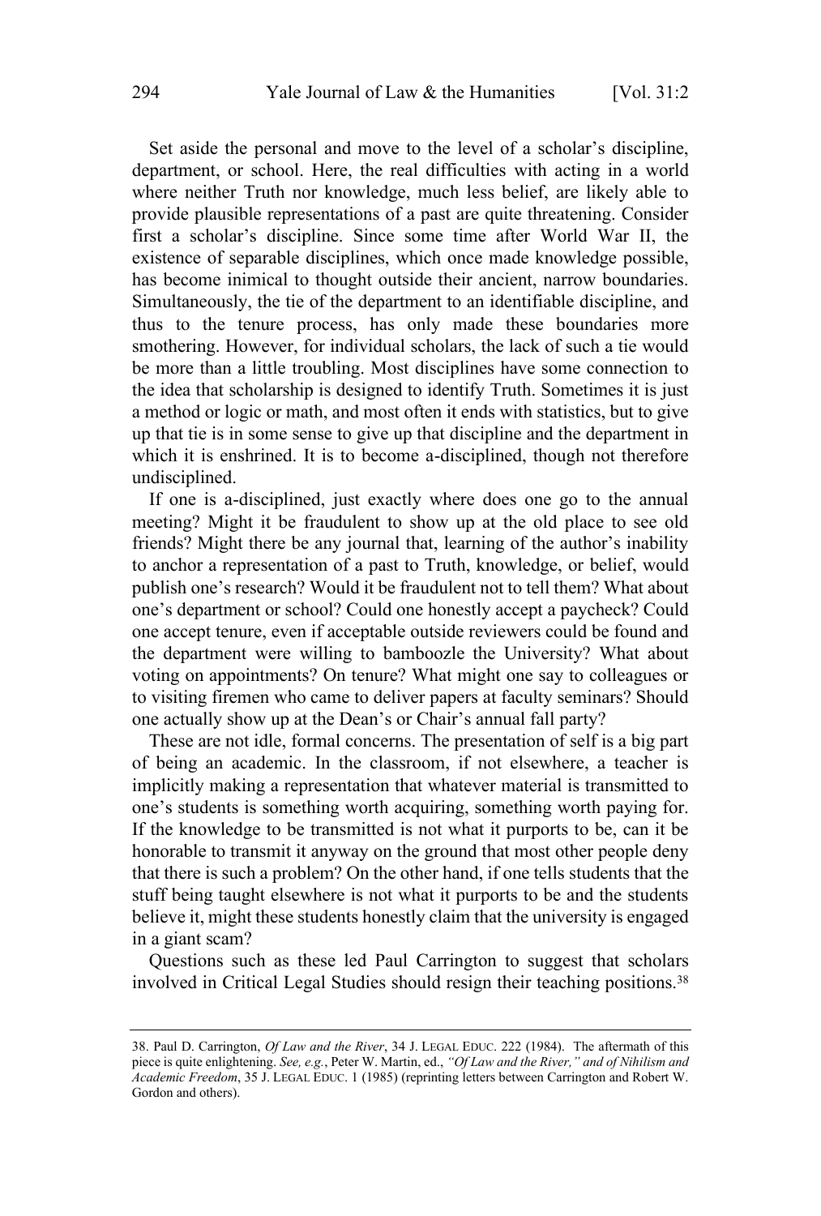Set aside the personal and move to the level of a scholar's discipline, department, or school. Here, the real difficulties with acting in a world where neither Truth nor knowledge, much less belief, are likely able to provide plausible representations of a past are quite threatening. Consider first a scholar's discipline. Since some time after World War II, the existence of separable disciplines, which once made knowledge possible, has become inimical to thought outside their ancient, narrow boundaries. Simultaneously, the tie of the department to an identifiable discipline, and thus to the tenure process, has only made these boundaries more smothering. However, for individual scholars, the lack of such a tie would be more than a little troubling. Most disciplines have some connection to the idea that scholarship is designed to identify Truth. Sometimes it is just a method or logic or math, and most often it ends with statistics, but to give up that tie is in some sense to give up that discipline and the department in which it is enshrined. It is to become a-disciplined, though not therefore undisciplined.

If one is a-disciplined, just exactly where does one go to the annual meeting? Might it be fraudulent to show up at the old place to see old friends? Might there be any journal that, learning of the author's inability to anchor a representation of a past to Truth, knowledge, or belief, would publish one's research? Would it be fraudulent not to tell them? What about one's department or school? Could one honestly accept a paycheck? Could one accept tenure, even if acceptable outside reviewers could be found and the department were willing to bamboozle the University? What about voting on appointments? On tenure? What might one say to colleagues or to visiting firemen who came to deliver papers at faculty seminars? Should one actually show up at the Dean's or Chair's annual fall party?

These are not idle, formal concerns. The presentation of self is a big part of being an academic. In the classroom, if not elsewhere, a teacher is implicitly making a representation that whatever material is transmitted to one's students is something worth acquiring, something worth paying for. If the knowledge to be transmitted is not what it purports to be, can it be honorable to transmit it anyway on the ground that most other people deny that there is such a problem? On the other hand, if one tells students that the stuff being taught elsewhere is not what it purports to be and the students believe it, might these students honestly claim that the university is engaged in a giant scam?

Questions such as these led Paul Carrington to suggest that scholars involved in Critical Legal Studies should resign their teaching positions.[38]

---

38. Paul D. Carrington, *Of Law and the River*, 34 J. LEGAL EDUC. 222 (1984). The aftermath of this piece is quite enlightening. *See, e.g.*, Peter W. Martin, ed., *"Of Law and the River," and of Nihilism and Academic Freedom*, 35 J. LEGAL EDUC. 1 (1985) (reprinting letters between Carrington and Robert W. Gordon and others).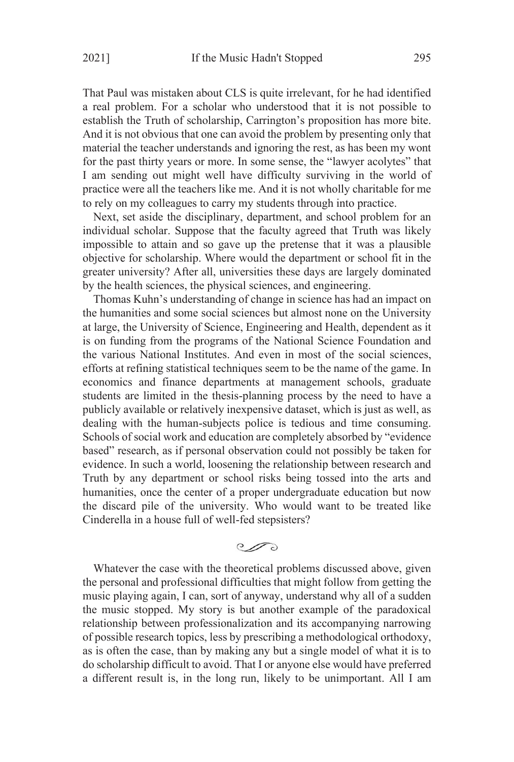That Paul was mistaken about CLS is quite irrelevant, for he had identified a real problem. For a scholar who understood that it is not possible to establish the Truth of scholarship, Carrington's proposition has more bite. And it is not obvious that one can avoid the problem by presenting only that material the teacher understands and ignoring the rest, as has been my wont for the past thirty years or more. In some sense, the "lawyer acolytes" that I am sending out might well have difficulty surviving in the world of practice were all the teachers like me. And it is not wholly charitable for me to rely on my colleagues to carry my students through into practice.

Next, set aside the disciplinary, department, and school problem for an individual scholar. Suppose that the faculty agreed that Truth was likely impossible to attain and so gave up the pretense that it was a plausible objective for scholarship. Where would the department or school fit in the greater university? After all, universities these days are largely dominated by the health sciences, the physical sciences, and engineering.

Thomas Kuhn's understanding of change in science has had an impact on the humanities and some social sciences but almost none on the University at large, the University of Science, Engineering and Health, dependent as it is on funding from the programs of the National Science Foundation and the various National Institutes. And even in most of the social sciences, efforts at refining statistical techniques seem to be the name of the game. In economics and finance departments at management schools, graduate students are limited in the thesis-planning process by the need to have a publicly available or relatively inexpensive dataset, which is just as well, as dealing with the human-subjects police is tedious and time consuming. Schools of social work and education are completely absorbed by "evidence based" research, as if personal observation could not possibly be taken for evidence. In such a world, loosening the relationship between research and Truth by any department or school risks being tossed into the arts and humanities, once the center of a proper undergraduate education but now the discard pile of the university. Who would want to be treated like Cinderella in a house full of well-fed stepsisters?

Whatever the case with the theoretical problems discussed above, given the personal and professional difficulties that might follow from getting the music playing again, I can, sort of anyway, understand why all of a sudden the music stopped. My story is but another example of the paradoxical relationship between professionalization and its accompanying narrowing of possible research topics, less by prescribing a methodological orthodoxy, as is often the case, than by making any but a single model of what it is to do scholarship difficult to avoid. That I or anyone else would have preferred a different result is, in the long run, likely to be unimportant. All I am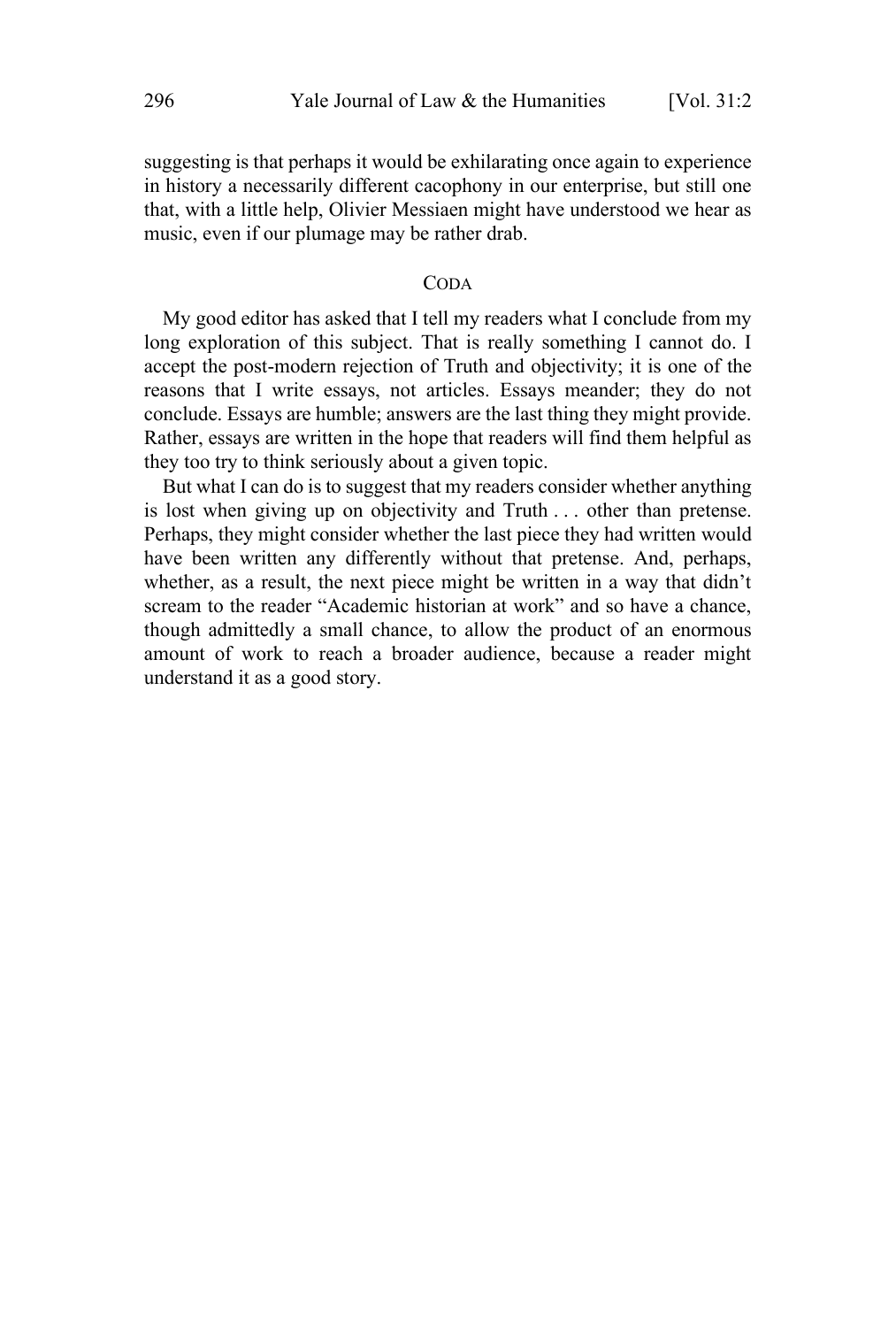suggesting is that perhaps it would be exhilarating once again to experience in history a necessarily different cacophony in our enterprise, but still one that, with a little help, Olivier Messiaen might have understood we hear as music, even if our plumage may be rather drab.

## CODA

My good editor has asked that I tell my readers what I conclude from my long exploration of this subject. That is really something I cannot do. I accept the post-modern rejection of Truth and objectivity; it is one of the reasons that I write essays, not articles. Essays meander; they do not conclude. Essays are humble; answers are the last thing they might provide. Rather, essays are written in the hope that readers will find them helpful as they too try to think seriously about a given topic.

But what I can do is to suggest that my readers consider whether anything is lost when giving up on objectivity and Truth . . . other than pretense. Perhaps, they might consider whether the last piece they had written would have been written any differently without that pretense. And, perhaps, whether, as a result, the next piece might be written in a way that didn't scream to the reader "Academic historian at work" and so have a chance, though admittedly a small chance, to allow the product of an enormous amount of work to reach a broader audience, because a reader might understand it as a good story.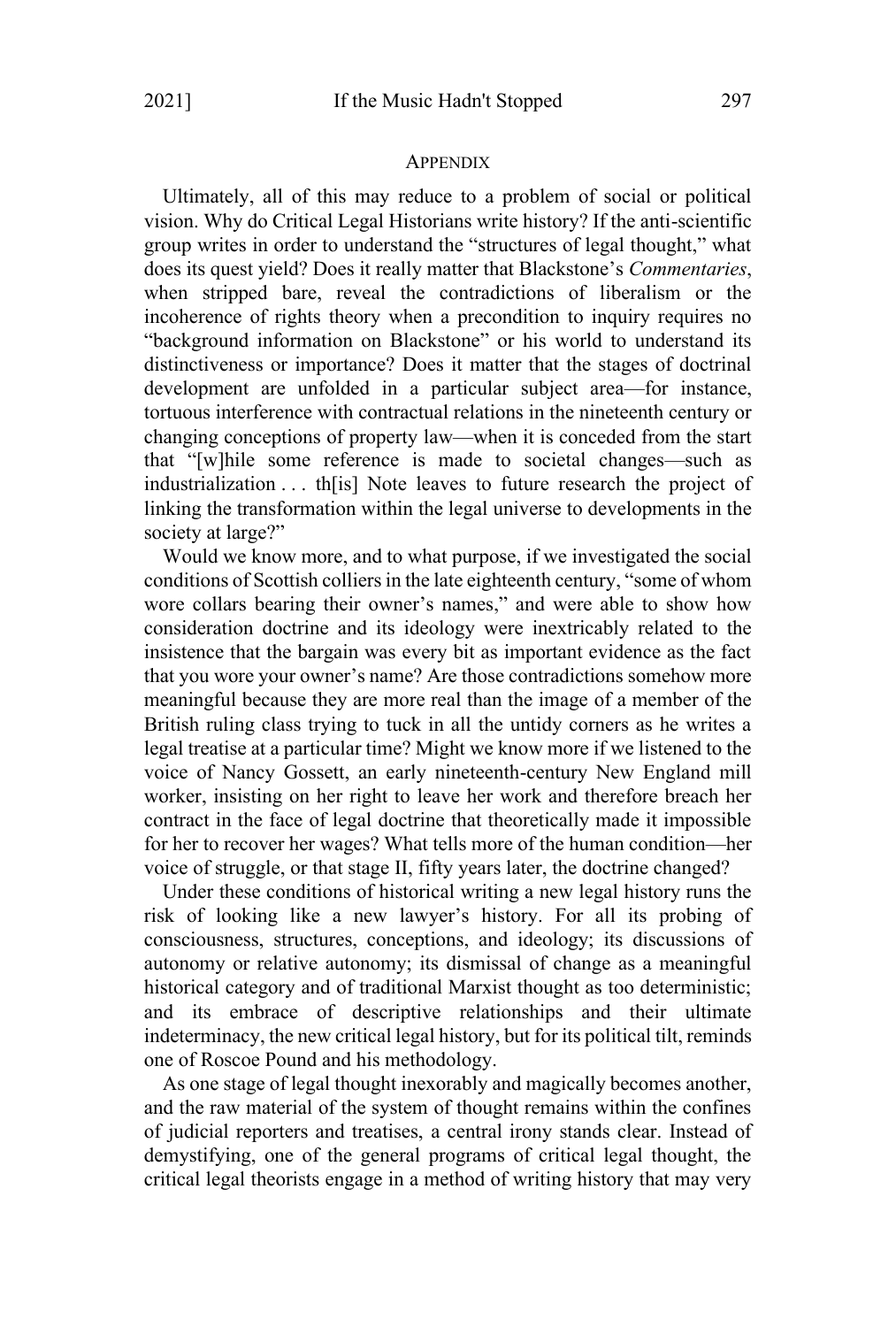## APPENDIX

Ultimately, all of this may reduce to a problem of social or political vision. Why do Critical Legal Historians write history? If the anti-scientific group writes in order to understand the "structures of legal thought," what does its quest yield? Does it really matter that Blackstone's *Commentaries*, when stripped bare, reveal the contradictions of liberalism or the incoherence of rights theory when a precondition to inquiry requires no "background information on Blackstone" or his world to understand its distinctiveness or importance? Does it matter that the stages of doctrinal development are unfolded in a particular subject area—for instance, tortuous interference with contractual relations in the nineteenth century or changing conceptions of property law—when it is conceded from the start that "[w]hile some reference is made to societal changes—such as industrialization . . . th[is] Note leaves to future research the project of linking the transformation within the legal universe to developments in the society at large?"

Would we know more, and to what purpose, if we investigated the social conditions of Scottish colliers in the late eighteenth century, "some of whom wore collars bearing their owner's names," and were able to show how consideration doctrine and its ideology were inextricably related to the insistence that the bargain was every bit as important evidence as the fact that you wore your owner's name? Are those contradictions somehow more meaningful because they are more real than the image of a member of the British ruling class trying to tuck in all the untidy corners as he writes a legal treatise at a particular time? Might we know more if we listened to the voice of Nancy Gossett, an early nineteenth-century New England mill worker, insisting on her right to leave her work and therefore breach her contract in the face of legal doctrine that theoretically made it impossible for her to recover her wages? What tells more of the human condition—her voice of struggle, or that stage II, fifty years later, the doctrine changed?

Under these conditions of historical writing a new legal history runs the risk of looking like a new lawyer's history. For all its probing of consciousness, structures, conceptions, and ideology; its discussions of autonomy or relative autonomy; its dismissal of change as a meaningful historical category and of traditional Marxist thought as too deterministic; and its embrace of descriptive relationships and their ultimate indeterminacy, the new critical legal history, but for its political tilt, reminds one of Roscoe Pound and his methodology.

As one stage of legal thought inexorably and magically becomes another, and the raw material of the system of thought remains within the confines of judicial reporters and treatises, a central irony stands clear. Instead of demystifying, one of the general programs of critical legal thought, the critical legal theorists engage in a method of writing history that may very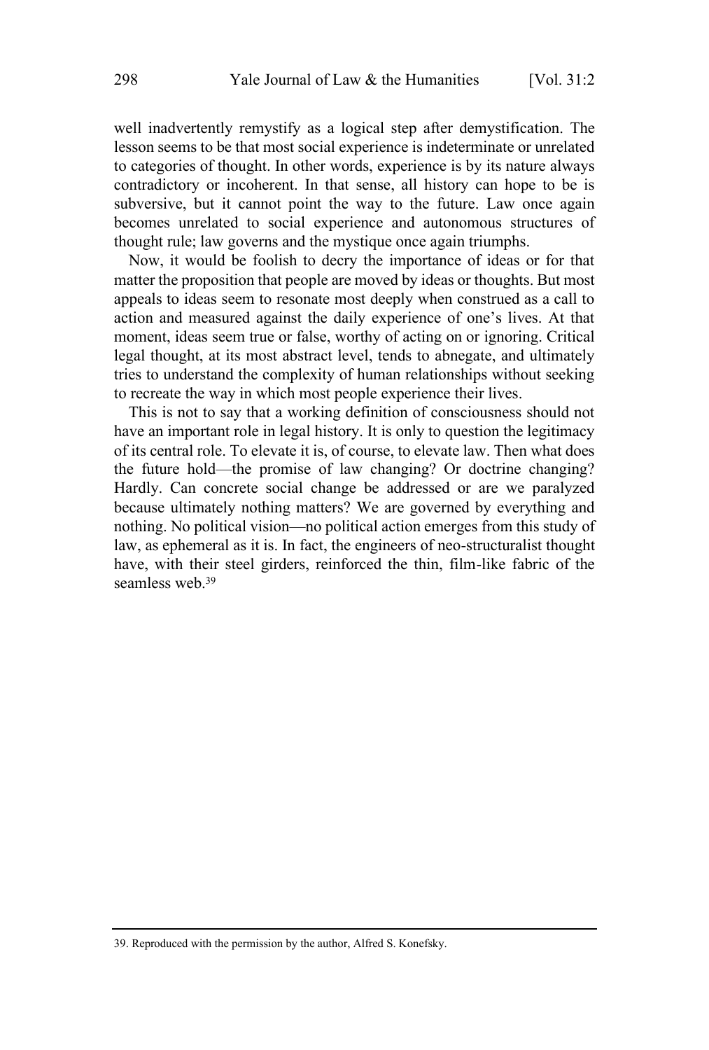well inadvertently remystify as a logical step after demystification. The lesson seems to be that most social experience is indeterminate or unrelated to categories of thought. In other words, experience is by its nature always contradictory or incoherent. In that sense, all history can hope to be is subversive, but it cannot point the way to the future. Law once again becomes unrelated to social experience and autonomous structures of thought rule; law governs and the mystique once again triumphs.

Now, it would be foolish to decry the importance of ideas or for that matter the proposition that people are moved by ideas or thoughts. But most appeals to ideas seem to resonate most deeply when construed as a call to action and measured against the daily experience of one's lives. At that moment, ideas seem true or false, worthy of acting on or ignoring. Critical legal thought, at its most abstract level, tends to abnegate, and ultimately tries to understand the complexity of human relationships without seeking to recreate the way in which most people experience their lives.

This is not to say that a working definition of consciousness should not have an important role in legal history. It is only to question the legitimacy of its central role. To elevate it is, of course, to elevate law. Then what does the future hold—the promise of law changing? Or doctrine changing? Hardly. Can concrete social change be addressed or are we paralyzed because ultimately nothing matters? We are governed by everything and nothing. No political vision—no political action emerges from this study of law, as ephemeral as it is. In fact, the engineers of neo-structuralist thought have, with their steel girders, reinforced the thin, film-like fabric of the seamless web.[39]

39. Reproduced with the permission by the author, Alfred S. Konefsky.